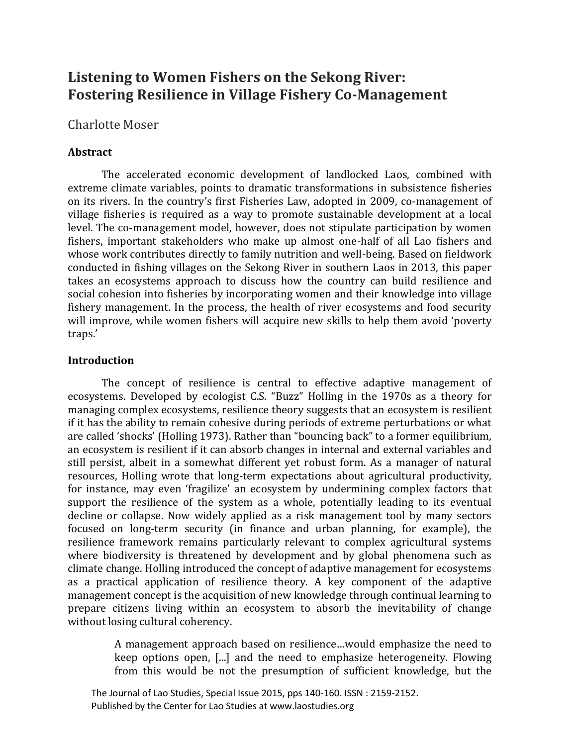# Listening to Women Fishers on the Sekong River: Fostering Resilience in Village Fishery Co-Management

Charlotte Moser

## Abstract

The accelerated economic development of landlocked Laos, combined with extreme climate variables, points to dramatic transformations in subsistence fisheries on its rivers. In the country's first Fisheries Law, adopted in 2009, co-management of village fisheries is required as a way to promote sustainable development at a local level. The co-management model, however, does not stipulate participation by women fishers, important stakeholders who make up almost one-half of all Lao fishers and whose work contributes directly to family nutrition and well-being. Based on fieldwork conducted in fishing villages on the Sekong River in southern Laos in 2013, this paper takes an ecosystems approach to discuss how the country can build resilience and social cohesion into fisheries by incorporating women and their knowledge into village fishery management. In the process, the health of river ecosystems and food security will improve, while women fishers will acquire new skills to help them avoid 'poverty traps.'

## Introduction

The concept of resilience is central to effective adaptive management of ecosystems. Developed by ecologist C.S. "Buzz" Holling in the 1970s as a theory for managing complex ecosystems, resilience theory suggests that an ecosystem is resilient if it has the ability to remain cohesive during periods of extreme perturbations or what are called 'shocks' (Holling 1973). Rather than "bouncing back" to a former equilibrium, an ecosystem is resilient if it can absorb changes in internal and external variables and still persist, albeit in a somewhat different yet robust form. As a manager of natural resources, Holling wrote that long-term expectations about agricultural productivity, for instance, may even 'fragilize' an ecosystem by undermining complex factors that support the resilience of the system as a whole, potentially leading to its eventual decline or collapse. Now widely applied as a risk management tool by many sectors focused on long-term security (in finance and urban planning, for example), the resilience framework remains particularly relevant to complex agricultural systems where biodiversity is threatened by development and by global phenomena such as climate change. Holling introduced the concept of adaptive management for ecosystems as a practical application of resilience theory. A key component of the adaptive management concept is the acquisition of new knowledge through continual learning to prepare citizens living within an ecosystem to absorb the inevitability of change without losing cultural coherency.

> A management approach based on resilience…would emphasize the need to keep options open, [...] and the need to emphasize heterogeneity. Flowing from this would be not the presumption of sufficient knowledge, but the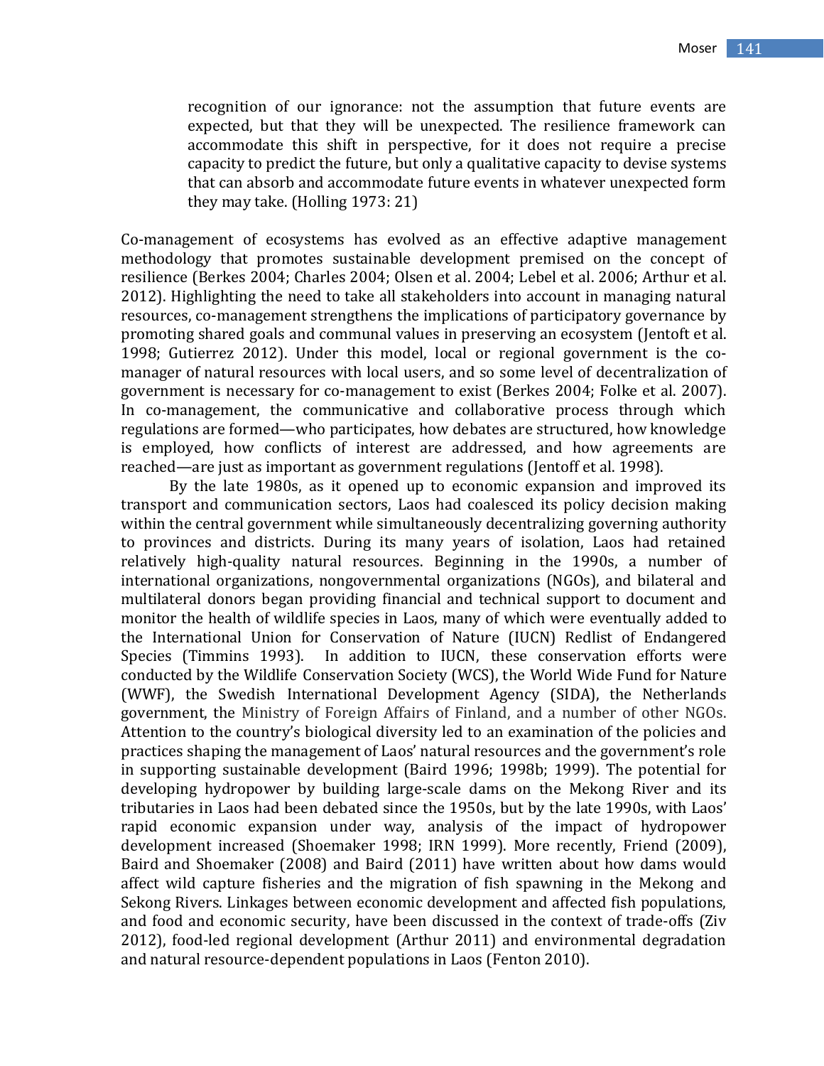> recognition of our ignorance: not the assumption that future events are expected, but that they will be unexpected. The resilience framework can accommodate this shift in perspective, for it does not require a precise capacity to predict the future, but only a qualitative capacity to devise systems that can absorb and accommodate future events in whatever unexpected form they may take. (Holling 1973: 21)

Co-management of ecosystems has evolved as an effective adaptive management methodology that promotes sustainable development premised on the concept of resilience (Berkes 2004; Charles 2004; Olsen et al. 2004; Lebel et al. 2006; Arthur et al. 2012). Highlighting the need to take all stakeholders into account in managing natural resources, co-management strengthens the implications of participatory governance by promoting shared goals and communal values in preserving an ecosystem (Jentoft et al. 1998; Gutierrez 2012). Under this model, local or regional government is the co-manager of natural resources with local users, and so some level of decentralization of government is necessary for co-management to exist (Berkes 2004; Folke et al. 2007). In co-management, the communicative and collaborative process through which regulations are formed—who participates, how debates are structured, how knowledge is employed, how conflicts of interest are addressed, and how agreements are reached—are just as important as government regulations (Jentoff et al. 1998).

By the late 1980s, as it opened up to economic expansion and improved its transport and communication sectors, Laos had coalesced its policy decision making within the central government while simultaneously decentralizing governing authority to provinces and districts. During its many years of isolation, Laos had retained relatively high-quality natural resources. Beginning in the 1990s, a number of international organizations, nongovernmental organizations (NGOs), and bilateral and multilateral donors began providing financial and technical support to document and monitor the health of wildlife species in Laos, many of which were eventually added to the International Union for Conservation of Nature (IUCN) Redlist of Endangered Species (Timmins 1993). In addition to IUCN, these conservation efforts were conducted by the Wildlife Conservation Society (WCS), the World Wide Fund for Nature (WWF), the Swedish International Development Agency (SIDA), the Netherlands government, the Ministry of Foreign Affairs of Finland, and a number of other NGOs. Attention to the country's biological diversity led to an examination of the policies and practices shaping the management of Laos' natural resources and the government's role in supporting sustainable development (Baird 1996; 1998b; 1999). The potential for developing hydropower by building large-scale dams on the Mekong River and its tributaries in Laos had been debated since the 1950s, but by the late 1990s, with Laos' rapid economic expansion under way, analysis of the impact of hydropower development increased (Shoemaker 1998; IRN 1999). More recently, Friend (2009), Baird and Shoemaker (2008) and Baird (2011) have written about how dams would affect wild capture fisheries and the migration of fish spawning in the Mekong and Sekong Rivers. Linkages between economic development and affected fish populations, and food and economic security, have been discussed in the context of trade-offs (Ziv 2012), food-led regional development (Arthur 2011) and environmental degradation and natural resource-dependent populations in Laos (Fenton 2010).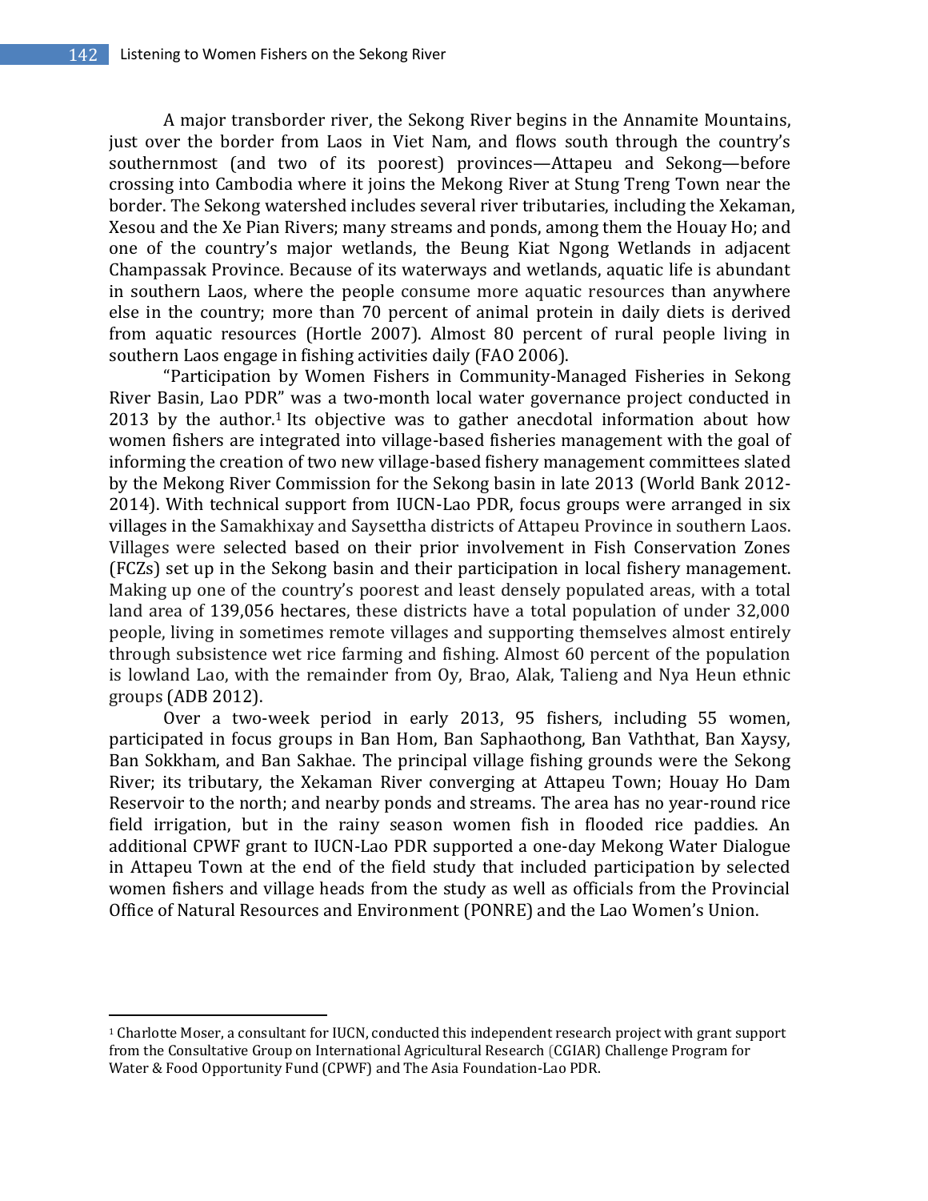A major transborder river, the Sekong River begins in the Annamite Mountains, just over the border from Laos in Viet Nam, and flows south through the country's southernmost (and two of its poorest) provinces—Attapeu and Sekong—before crossing into Cambodia where it joins the Mekong River at Stung Treng Town near the border. The Sekong watershed includes several river tributaries, including the Xekaman, Xesou and the Xe Pian Rivers; many streams and ponds, among them the Houay Ho; and one of the country's major wetlands, the Beung Kiat Ngong Wetlands in adjacent Champassak Province. Because of its waterways and wetlands, aquatic life is abundant in southern Laos, where the people consume more aquatic resources than anywhere else in the country; more than 70 percent of animal protein in daily diets is derived from aquatic resources (Hortle 2007). Almost 80 percent of rural people living in southern Laos engage in fishing activities daily (FAO 2006).

"Participation by Women Fishers in Community-Managed Fisheries in Sekong River Basin, Lao PDR" was a two-month local water governance project conducted in 2013 by the author.[1] Its objective was to gather anecdotal information about how women fishers are integrated into village-based fisheries management with the goal of informing the creation of two new village-based fishery management committees slated by the Mekong River Commission for the Sekong basin in late 2013 (World Bank 2012-2014). With technical support from IUCN-Lao PDR, focus groups were arranged in six villages in the Samakhixay and Saysettha districts of Attapeu Province in southern Laos. Villages were selected based on their prior involvement in Fish Conservation Zones (FCZs) set up in the Sekong basin and their participation in local fishery management. Making up one of the country's poorest and least densely populated areas, with a total land area of 139,056 hectares, these districts have a total population of under 32,000 people, living in sometimes remote villages and supporting themselves almost entirely through subsistence wet rice farming and fishing. Almost 60 percent of the population is lowland Lao, with the remainder from Oy, Brao, Alak, Talieng and Nya Heun ethnic groups (ADB 2012).

Over a two-week period in early 2013, 95 fishers, including 55 women, participated in focus groups in Ban Hom, Ban Saphaothong, Ban Vaththat, Ban Xaysy, Ban Sokkham, and Ban Sakhae. The principal village fishing grounds were the Sekong River; its tributary, the Xekaman River converging at Attapeu Town; Houay Ho Dam Reservoir to the north; and nearby ponds and streams. The area has no year-round rice field irrigation, but in the rainy season women fish in flooded rice paddies. An additional CPWF grant to IUCN-Lao PDR supported a one-day Mekong Water Dialogue in Attapeu Town at the end of the field study that included participation by selected women fishers and village heads from the study as well as officials from the Provincial Office of Natural Resources and Environment (PONRE) and the Lao Women's Union.

[1] Charlotte Moser, a consultant for IUCN, conducted this independent research project with grant support from the Consultative Group on International Agricultural Research (CGIAR) Challenge Program for Water & Food Opportunity Fund (CPWF) and The Asia Foundation-Lao PDR.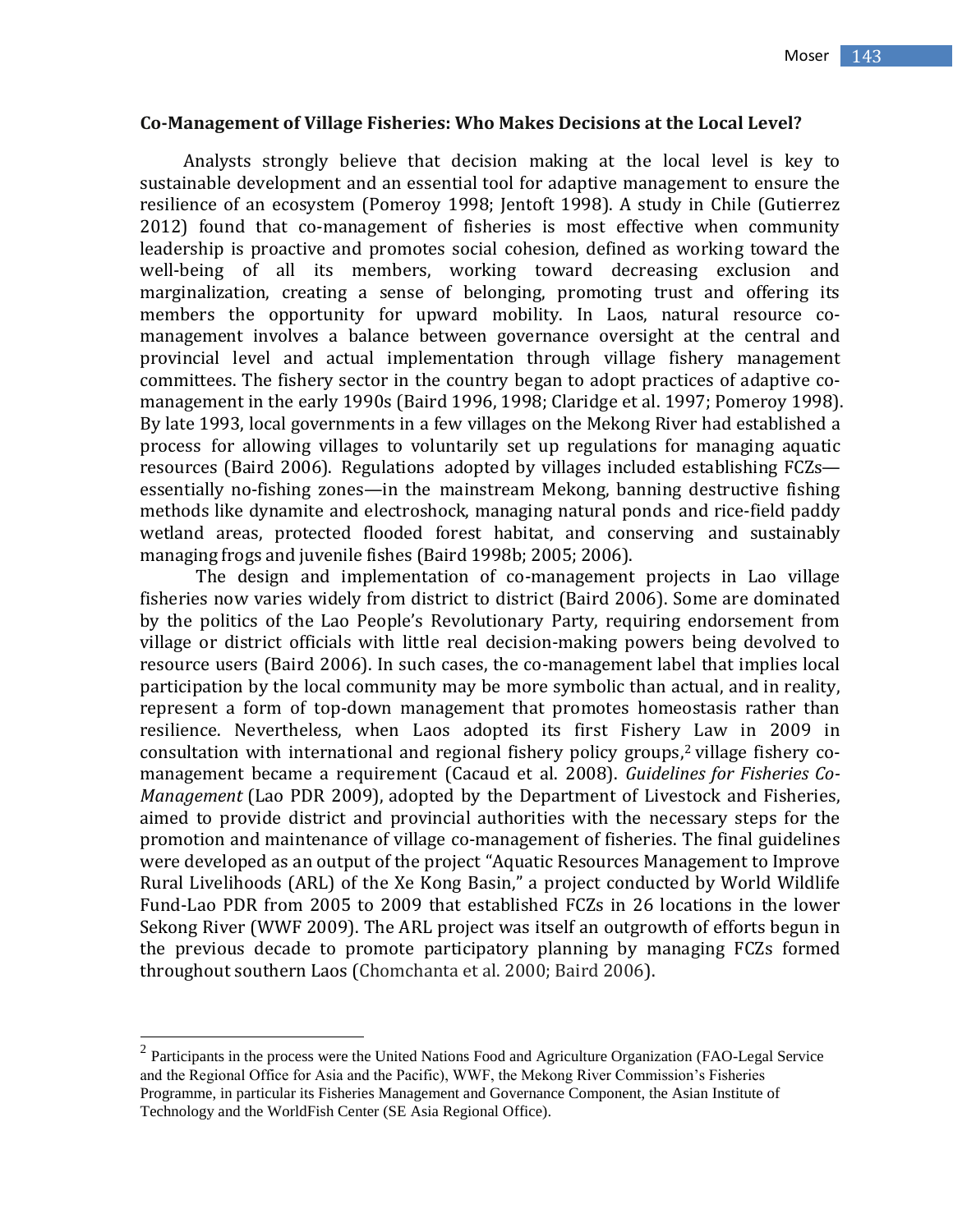**Co-Management of Village Fisheries: Who Makes Decisions at the Local Level?**

Analysts strongly believe that decision making at the local level is key to sustainable development and an essential tool for adaptive management to ensure the resilience of an ecosystem (Pomeroy 1998; Jentoft 1998). A study in Chile (Gutierrez 2012) found that co-management of fisheries is most effective when community leadership is proactive and promotes social cohesion, defined as working toward the well-being of all its members, working toward decreasing exclusion and marginalization, creating a sense of belonging, promoting trust and offering its members the opportunity for upward mobility. In Laos, natural resource co-management involves a balance between governance oversight at the central and provincial level and actual implementation through village fishery management committees. The fishery sector in the country began to adopt practices of adaptive co-management in the early 1990s (Baird 1996, 1998; Claridge et al. 1997; Pomeroy 1998). By late 1993, local governments in a few villages on the Mekong River had established a process for allowing villages to voluntarily set up regulations for managing aquatic resources (Baird 2006). Regulations adopted by villages included establishing FCZs—essentially no-fishing zones—in the mainstream Mekong, banning destructive fishing methods like dynamite and electroshock, managing natural ponds and rice-field paddy wetland areas, protected flooded forest habitat, and conserving and sustainably managing frogs and juvenile fishes (Baird 1998b; 2005; 2006).

The design and implementation of co-management projects in Lao village fisheries now varies widely from district to district (Baird 2006). Some are dominated by the politics of the Lao People's Revolutionary Party, requiring endorsement from village or district officials with little real decision-making powers being devolved to resource users (Baird 2006). In such cases, the co-management label that implies local participation by the local community may be more symbolic than actual, and in reality, represent a form of top-down management that promotes homeostasis rather than resilience. Nevertheless, when Laos adopted its first Fishery Law in 2009 in consultation with international and regional fishery policy groups,[2] village fishery co-management became a requirement (Cacaud et al. 2008). *Guidelines for Fisheries Co-Management* (Lao PDR 2009), adopted by the Department of Livestock and Fisheries, aimed to provide district and provincial authorities with the necessary steps for the promotion and maintenance of village co-management of fisheries. The final guidelines were developed as an output of the project "Aquatic Resources Management to Improve Rural Livelihoods (ARL) of the Xe Kong Basin," a project conducted by World Wildlife Fund-Lao PDR from 2005 to 2009 that established FCZs in 26 locations in the lower Sekong River (WWF 2009). The ARL project was itself an outgrowth of efforts begun in the previous decade to promote participatory planning by managing FCZs formed throughout southern Laos (Chomchanta et al. 2000; Baird 2006).

[2] Participants in the process were the United Nations Food and Agriculture Organization (FAO-Legal Service and the Regional Office for Asia and the Pacific), WWF, the Mekong River Commission's Fisheries Programme, in particular its Fisheries Management and Governance Component, the Asian Institute of Technology and the WorldFish Center (SE Asia Regional Office).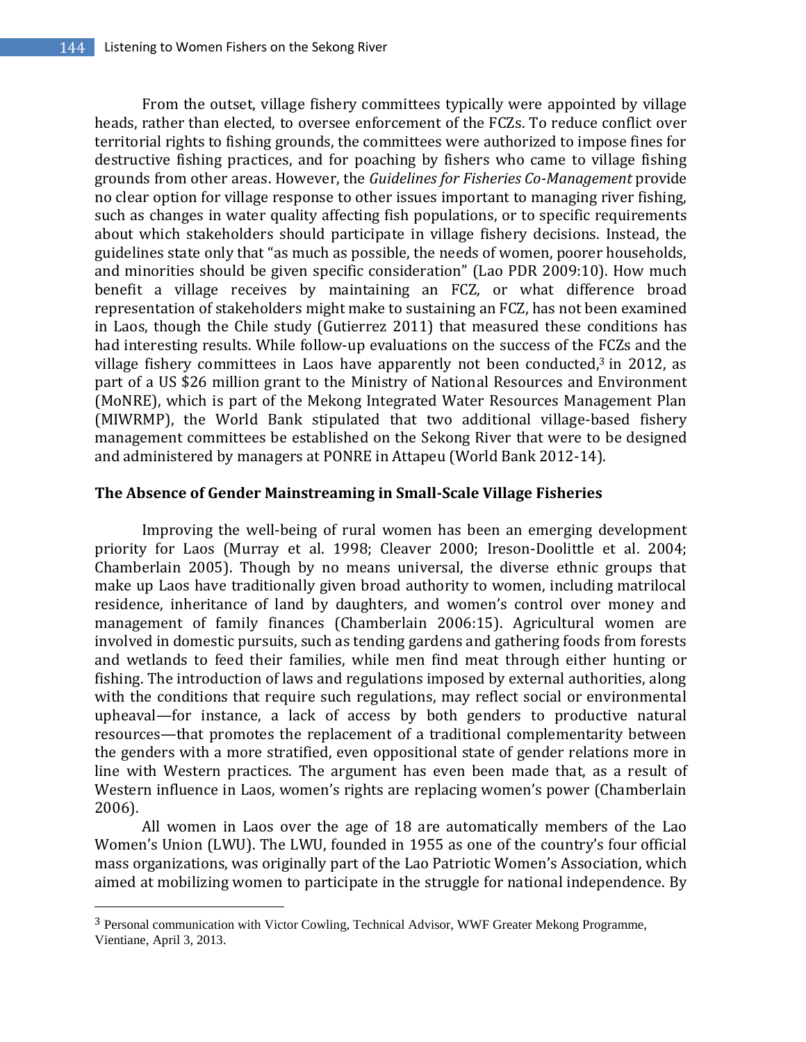From the outset, village fishery committees typically were appointed by village heads, rather than elected, to oversee enforcement of the FCZs. To reduce conflict over territorial rights to fishing grounds, the committees were authorized to impose fines for destructive fishing practices, and for poaching by fishers who came to village fishing grounds from other areas. However, the *Guidelines for Fisheries Co-Management* provide no clear option for village response to other issues important to managing river fishing, such as changes in water quality affecting fish populations, or to specific requirements about which stakeholders should participate in village fishery decisions. Instead, the guidelines state only that "as much as possible, the needs of women, poorer households, and minorities should be given specific consideration" (Lao PDR 2009:10). How much benefit a village receives by maintaining an FCZ, or what difference broad representation of stakeholders might make to sustaining an FCZ, has not been examined in Laos, though the Chile study (Gutierrez 2011) that measured these conditions has had interesting results. While follow-up evaluations on the success of the FCZs and the village fishery committees in Laos have apparently not been conducted,[3] in 2012, as part of a US $26 million grant to the Ministry of National Resources and Environment (MoNRE), which is part of the Mekong Integrated Water Resources Management Plan (MIWRMP), the World Bank stipulated that two additional village-based fishery management committees be established on the Sekong River that were to be designed and administered by managers at PONRE in Attapeu (World Bank 2012-14).

## The Absence of Gender Mainstreaming in Small-Scale Village Fisheries

Improving the well-being of rural women has been an emerging development priority for Laos (Murray et al. 1998; Cleaver 2000; Ireson-Doolittle et al. 2004; Chamberlain 2005). Though by no means universal, the diverse ethnic groups that make up Laos have traditionally given broad authority to women, including matrilocal residence, inheritance of land by daughters, and women's control over money and management of family finances (Chamberlain 2006:15). Agricultural women are involved in domestic pursuits, such as tending gardens and gathering foods from forests and wetlands to feed their families, while men find meat through either hunting or fishing. The introduction of laws and regulations imposed by external authorities, along with the conditions that require such regulations, may reflect social or environmental upheaval—for instance, a lack of access by both genders to productive natural resources—that promotes the replacement of a traditional complementarity between the genders with a more stratified, even oppositional state of gender relations more in line with Western practices. The argument has even been made that, as a result of Western influence in Laos, women's rights are replacing women's power (Chamberlain 2006).

All women in Laos over the age of 18 are automatically members of the Lao Women's Union (LWU). The LWU, founded in 1955 as one of the country's four official mass organizations, was originally part of the Lao Patriotic Women's Association, which aimed at mobilizing women to participate in the struggle for national independence. By

---

[3] Personal communication with Victor Cowling, Technical Advisor, WWF Greater Mekong Programme, Vientiane, April 3, 2013.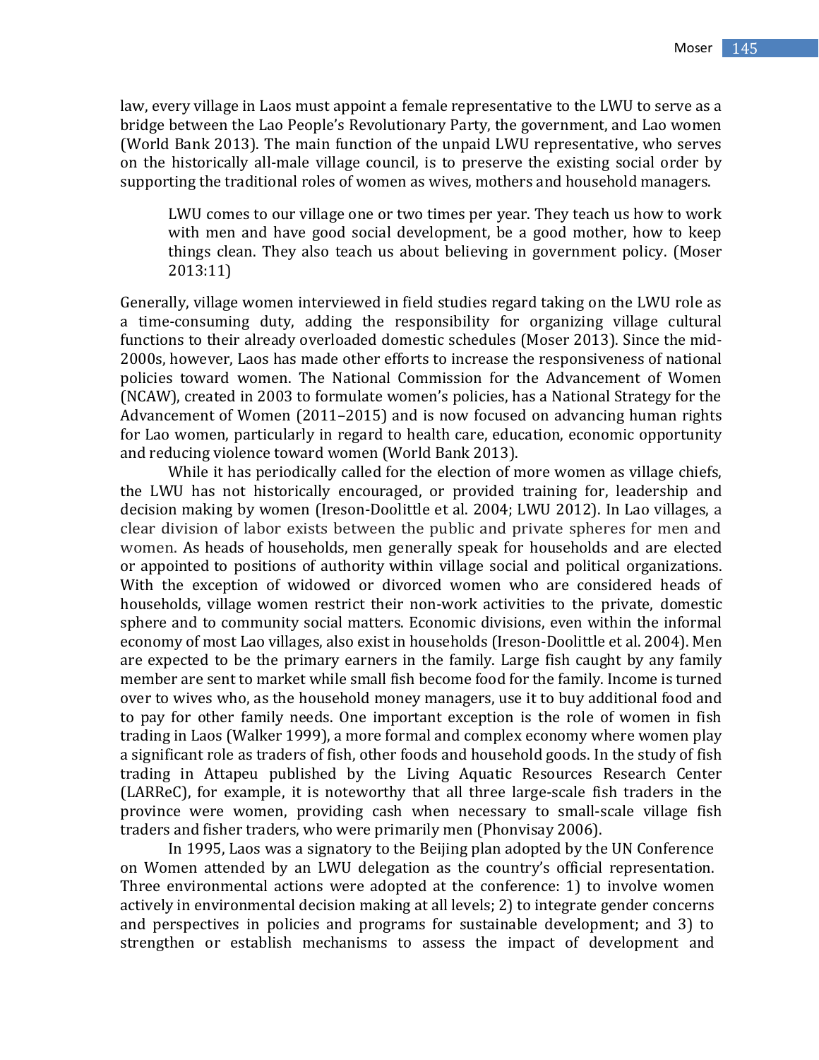law, every village in Laos must appoint a female representative to the LWU to serve as a bridge between the Lao People's Revolutionary Party, the government, and Lao women (World Bank 2013). The main function of the unpaid LWU representative, who serves on the historically all-male village council, is to preserve the existing social order by supporting the traditional roles of women as wives, mothers and household managers.

> LWU comes to our village one or two times per year. They teach us how to work with men and have good social development, be a good mother, how to keep things clean. They also teach us about believing in government policy. (Moser 2013:11)

Generally, village women interviewed in field studies regard taking on the LWU role as a time-consuming duty, adding the responsibility for organizing village cultural functions to their already overloaded domestic schedules (Moser 2013). Since the mid-2000s, however, Laos has made other efforts to increase the responsiveness of national policies toward women. The National Commission for the Advancement of Women (NCAW), created in 2003 to formulate women's policies, has a National Strategy for the Advancement of Women (2011–2015) and is now focused on advancing human rights for Lao women, particularly in regard to health care, education, economic opportunity and reducing violence toward women (World Bank 2013).

While it has periodically called for the election of more women as village chiefs, the LWU has not historically encouraged, or provided training for, leadership and decision making by women (Ireson-Doolittle et al. 2004; LWU 2012). In Lao villages, a clear division of labor exists between the public and private spheres for men and women. As heads of households, men generally speak for households and are elected or appointed to positions of authority within village social and political organizations. With the exception of widowed or divorced women who are considered heads of households, village women restrict their non-work activities to the private, domestic sphere and to community social matters. Economic divisions, even within the informal economy of most Lao villages, also exist in households (Ireson-Doolittle et al. 2004). Men are expected to be the primary earners in the family. Large fish caught by any family member are sent to market while small fish become food for the family. Income is turned over to wives who, as the household money managers, use it to buy additional food and to pay for other family needs. One important exception is the role of women in fish trading in Laos (Walker 1999), a more formal and complex economy where women play a significant role as traders of fish, other foods and household goods. In the study of fish trading in Attapeu published by the Living Aquatic Resources Research Center (LARReC), for example, it is noteworthy that all three large-scale fish traders in the province were women, providing cash when necessary to small-scale village fish traders and fisher traders, who were primarily men (Phonvisay 2006).

In 1995, Laos was a signatory to the Beijing plan adopted by the UN Conference on Women attended by an LWU delegation as the country's official representation. Three environmental actions were adopted at the conference: 1) to involve women actively in environmental decision making at all levels; 2) to integrate gender concerns and perspectives in policies and programs for sustainable development; and 3) to strengthen or establish mechanisms to assess the impact of development and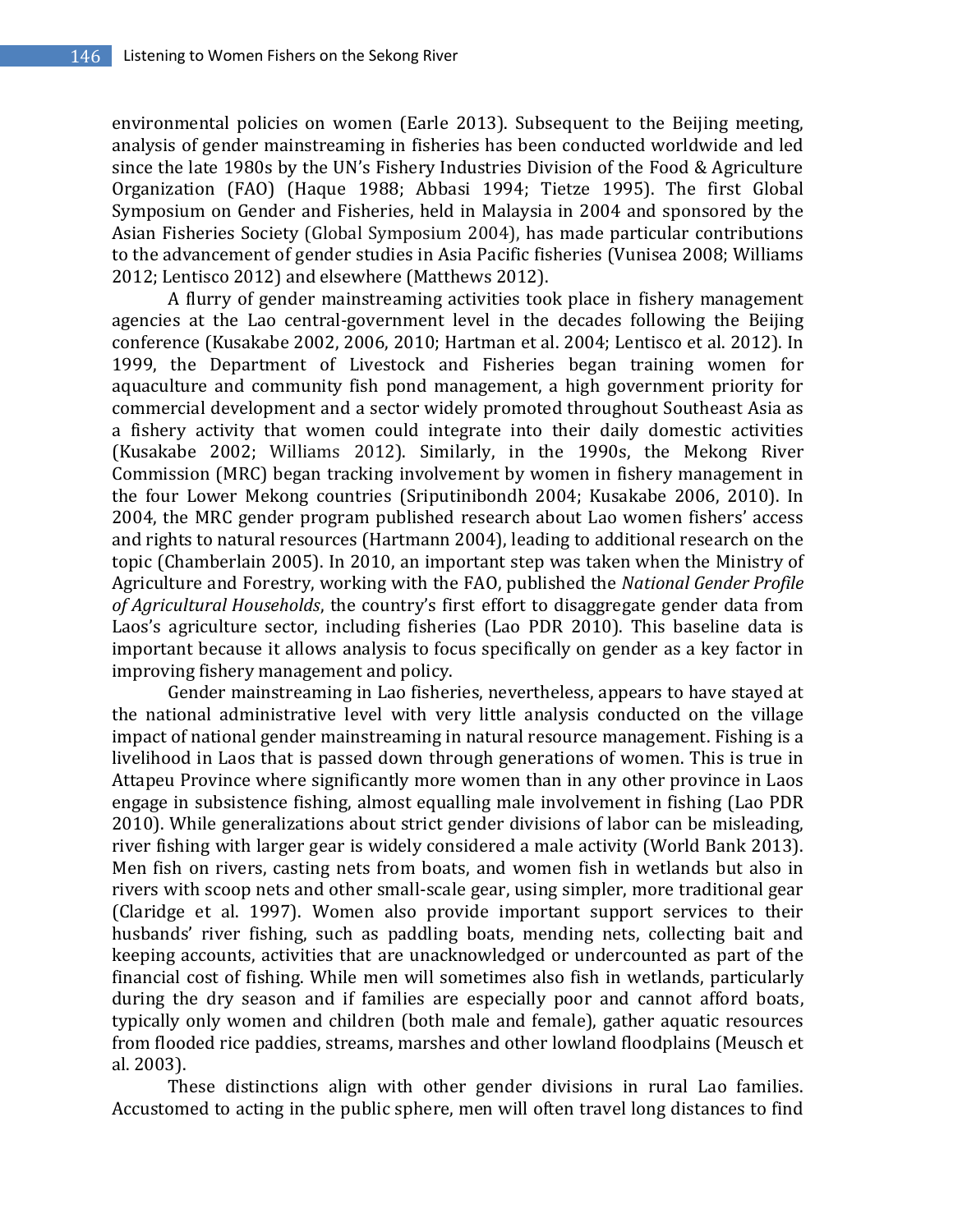environmental policies on women (Earle 2013). Subsequent to the Beijing meeting, analysis of gender mainstreaming in fisheries has been conducted worldwide and led since the late 1980s by the UN's Fishery Industries Division of the Food & Agriculture Organization (FAO) (Haque 1988; Abbasi 1994; Tietze 1995). The first Global Symposium on Gender and Fisheries, held in Malaysia in 2004 and sponsored by the Asian Fisheries Society (Global Symposium 2004), has made particular contributions to the advancement of gender studies in Asia Pacific fisheries (Vunisea 2008; Williams 2012; Lentisco 2012) and elsewhere (Matthews 2012).

A flurry of gender mainstreaming activities took place in fishery management agencies at the Lao central-government level in the decades following the Beijing conference (Kusakabe 2002, 2006, 2010; Hartman et al. 2004; Lentisco et al. 2012). In 1999, the Department of Livestock and Fisheries began training women for aquaculture and community fish pond management, a high government priority for commercial development and a sector widely promoted throughout Southeast Asia as a fishery activity that women could integrate into their daily domestic activities (Kusakabe 2002; Williams 2012). Similarly, in the 1990s, the Mekong River Commission (MRC) began tracking involvement by women in fishery management in the four Lower Mekong countries (Sriputinibondh 2004; Kusakabe 2006, 2010). In 2004, the MRC gender program published research about Lao women fishers' access and rights to natural resources (Hartmann 2004), leading to additional research on the topic (Chamberlain 2005). In 2010, an important step was taken when the Ministry of Agriculture and Forestry, working with the FAO, published the *National Gender Profile of Agricultural Households*, the country's first effort to disaggregate gender data from Laos's agriculture sector, including fisheries (Lao PDR 2010). This baseline data is important because it allows analysis to focus specifically on gender as a key factor in improving fishery management and policy.

Gender mainstreaming in Lao fisheries, nevertheless, appears to have stayed at the national administrative level with very little analysis conducted on the village impact of national gender mainstreaming in natural resource management. Fishing is a livelihood in Laos that is passed down through generations of women. This is true in Attapeu Province where significantly more women than in any other province in Laos engage in subsistence fishing, almost equalling male involvement in fishing (Lao PDR 2010). While generalizations about strict gender divisions of labor can be misleading, river fishing with larger gear is widely considered a male activity (World Bank 2013). Men fish on rivers, casting nets from boats, and women fish in wetlands but also in rivers with scoop nets and other small-scale gear, using simpler, more traditional gear (Claridge et al. 1997). Women also provide important support services to their husbands' river fishing, such as paddling boats, mending nets, collecting bait and keeping accounts, activities that are unacknowledged or undercounted as part of the financial cost of fishing. While men will sometimes also fish in wetlands, particularly during the dry season and if families are especially poor and cannot afford boats, typically only women and children (both male and female), gather aquatic resources from flooded rice paddies, streams, marshes and other lowland floodplains (Meusch et al. 2003).

These distinctions align with other gender divisions in rural Lao families. Accustomed to acting in the public sphere, men will often travel long distances to find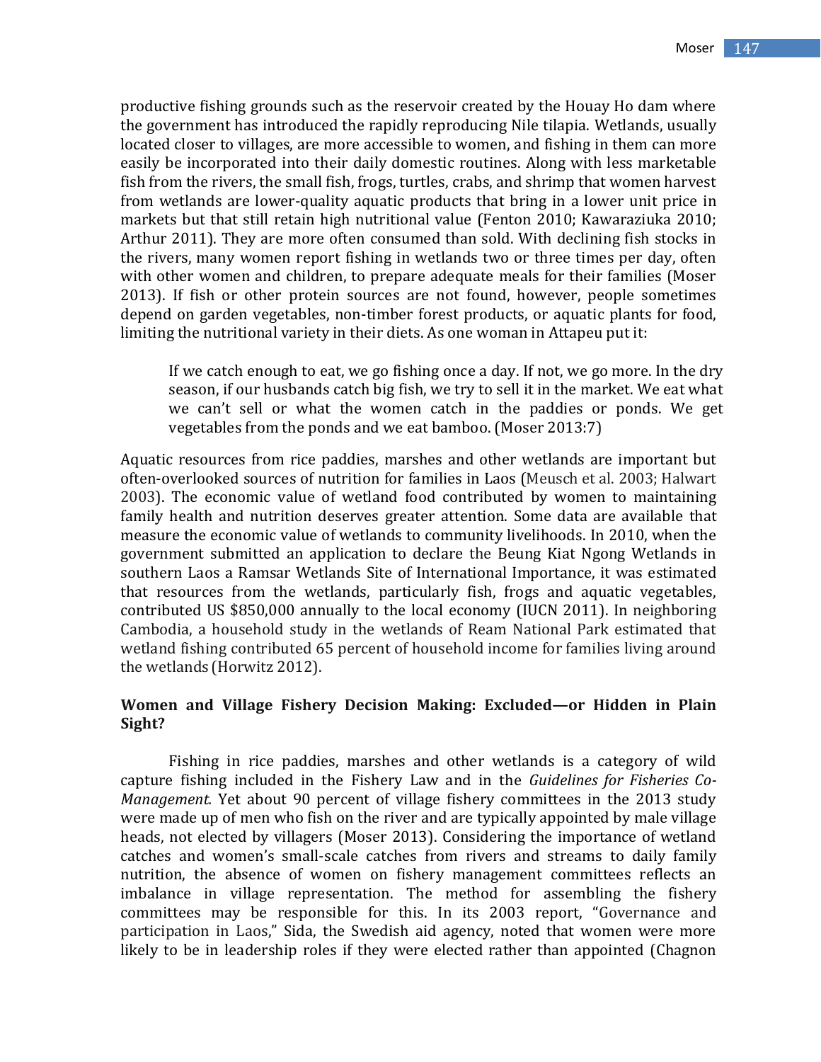productive fishing grounds such as the reservoir created by the Houay Ho dam where the government has introduced the rapidly reproducing Nile tilapia. Wetlands, usually located closer to villages, are more accessible to women, and fishing in them can more easily be incorporated into their daily domestic routines. Along with less marketable fish from the rivers, the small fish, frogs, turtles, crabs, and shrimp that women harvest from wetlands are lower-quality aquatic products that bring in a lower unit price in markets but that still retain high nutritional value (Fenton 2010; Kawaraziuka 2010; Arthur 2011). They are more often consumed than sold. With declining fish stocks in the rivers, many women report fishing in wetlands two or three times per day, often with other women and children, to prepare adequate meals for their families (Moser 2013). If fish or other protein sources are not found, however, people sometimes depend on garden vegetables, non-timber forest products, or aquatic plants for food, limiting the nutritional variety in their diets. As one woman in Attapeu put it:

> If we catch enough to eat, we go fishing once a day. If not, we go more. In the dry season, if our husbands catch big fish, we try to sell it in the market. We eat what we can't sell or what the women catch in the paddies or ponds. We get vegetables from the ponds and we eat bamboo. (Moser 2013:7)

Aquatic resources from rice paddies, marshes and other wetlands are important but often-overlooked sources of nutrition for families in Laos (Meusch et al. 2003; Halwart 2003). The economic value of wetland food contributed by women to maintaining family health and nutrition deserves greater attention. Some data are available that measure the economic value of wetlands to community livelihoods. In 2010, when the government submitted an application to declare the Beung Kiat Ngong Wetlands in southern Laos a Ramsar Wetlands Site of International Importance, it was estimated that resources from the wetlands, particularly fish, frogs and aquatic vegetables, contributed US $850,000 annually to the local economy (IUCN 2011). In neighboring Cambodia, a household study in the wetlands of Ream National Park estimated that wetland fishing contributed 65 percent of household income for families living around the wetlands (Horwitz 2012).

### Women and Village Fishery Decision Making: Excluded—or Hidden in Plain Sight?

Fishing in rice paddies, marshes and other wetlands is a category of wild capture fishing included in the Fishery Law and in the *Guidelines for Fisheries Co-Management.* Yet about 90 percent of village fishery committees in the 2013 study were made up of men who fish on the river and are typically appointed by male village heads, not elected by villagers (Moser 2013). Considering the importance of wetland catches and women's small-scale catches from rivers and streams to daily family nutrition, the absence of women on fishery management committees reflects an imbalance in village representation. The method for assembling the fishery committees may be responsible for this. In its 2003 report, "Governance and participation in Laos," Sida, the Swedish aid agency, noted that women were more likely to be in leadership roles if they were elected rather than appointed (Chagnon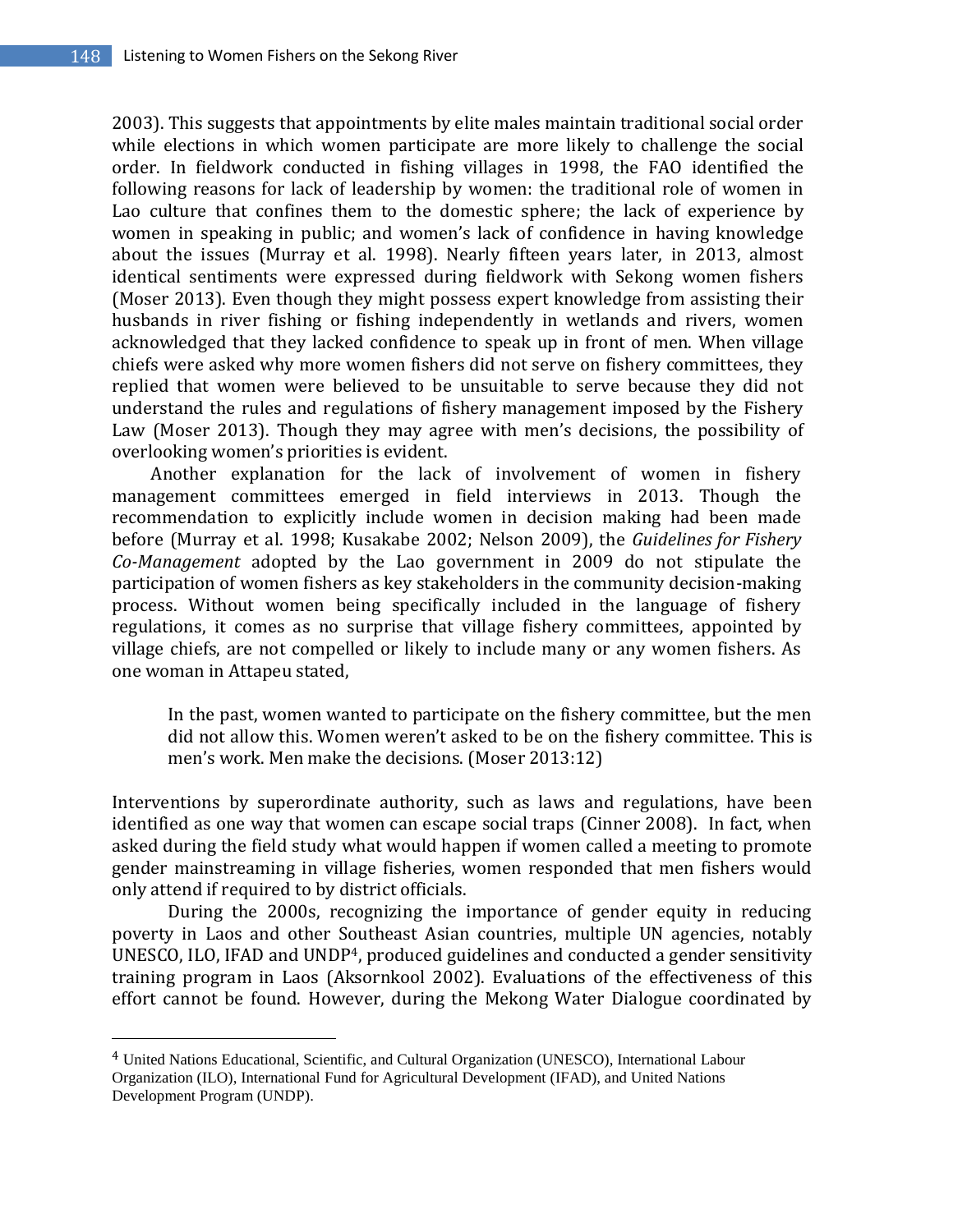2003). This suggests that appointments by elite males maintain traditional social order while elections in which women participate are more likely to challenge the social order. In fieldwork conducted in fishing villages in 1998, the FAO identified the following reasons for lack of leadership by women: the traditional role of women in Lao culture that confines them to the domestic sphere; the lack of experience by women in speaking in public; and women's lack of confidence in having knowledge about the issues (Murray et al. 1998). Nearly fifteen years later, in 2013, almost identical sentiments were expressed during fieldwork with Sekong women fishers (Moser 2013). Even though they might possess expert knowledge from assisting their husbands in river fishing or fishing independently in wetlands and rivers, women acknowledged that they lacked confidence to speak up in front of men. When village chiefs were asked why more women fishers did not serve on fishery committees, they replied that women were believed to be unsuitable to serve because they did not understand the rules and regulations of fishery management imposed by the Fishery Law (Moser 2013). Though they may agree with men's decisions, the possibility of overlooking women's priorities is evident.

Another explanation for the lack of involvement of women in fishery management committees emerged in field interviews in 2013. Though the recommendation to explicitly include women in decision making had been made before (Murray et al. 1998; Kusakabe 2002; Nelson 2009), the *Guidelines for Fishery Co-Management* adopted by the Lao government in 2009 do not stipulate the participation of women fishers as key stakeholders in the community decision-making process. Without women being specifically included in the language of fishery regulations, it comes as no surprise that village fishery committees, appointed by village chiefs, are not compelled or likely to include many or any women fishers. As one woman in Attapeu stated,

> In the past, women wanted to participate on the fishery committee, but the men did not allow this. Women weren't asked to be on the fishery committee. This is men's work. Men make the decisions. (Moser 2013:12)

Interventions by superordinate authority, such as laws and regulations, have been identified as one way that women can escape social traps (Cinner 2008). In fact, when asked during the field study what would happen if women called a meeting to promote gender mainstreaming in village fisheries, women responded that men fishers would only attend if required to by district officials.

During the 2000s, recognizing the importance of gender equity in reducing poverty in Laos and other Southeast Asian countries, multiple UN agencies, notably UNESCO, ILO, IFAD and UNDP[4], produced guidelines and conducted a gender sensitivity training program in Laos (Aksornkool 2002). Evaluations of the effectiveness of this effort cannot be found. However, during the Mekong Water Dialogue coordinated by

[4] United Nations Educational, Scientific, and Cultural Organization (UNESCO), International Labour Organization (ILO), International Fund for Agricultural Development (IFAD), and United Nations Development Program (UNDP).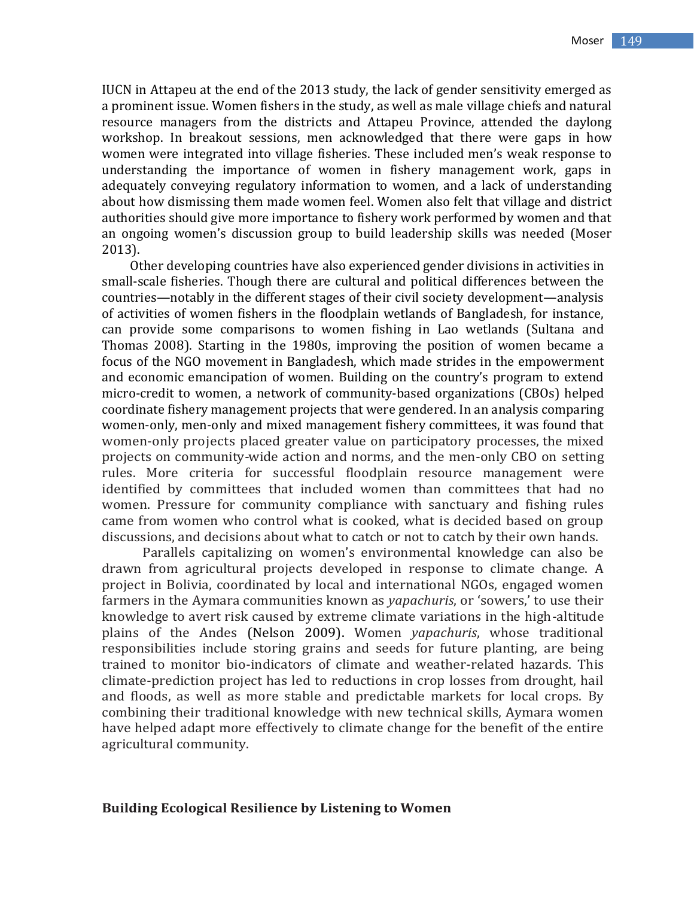IUCN in Attapeu at the end of the 2013 study, the lack of gender sensitivity emerged as a prominent issue. Women fishers in the study, as well as male village chiefs and natural resource managers from the districts and Attapeu Province, attended the daylong workshop. In breakout sessions, men acknowledged that there were gaps in how women were integrated into village fisheries. These included men's weak response to understanding the importance of women in fishery management work, gaps in adequately conveying regulatory information to women, and a lack of understanding about how dismissing them made women feel. Women also felt that village and district authorities should give more importance to fishery work performed by women and that an ongoing women's discussion group to build leadership skills was needed (Moser 2013).

Other developing countries have also experienced gender divisions in activities in small-scale fisheries. Though there are cultural and political differences between the countries—notably in the different stages of their civil society development—analysis of activities of women fishers in the floodplain wetlands of Bangladesh, for instance, can provide some comparisons to women fishing in Lao wetlands (Sultana and Thomas 2008). Starting in the 1980s, improving the position of women became a focus of the NGO movement in Bangladesh, which made strides in the empowerment and economic emancipation of women. Building on the country's program to extend micro-credit to women, a network of community-based organizations (CBOs) helped coordinate fishery management projects that were gendered. In an analysis comparing women-only, men-only and mixed management fishery committees, it was found that women-only projects placed greater value on participatory processes, the mixed projects on community-wide action and norms, and the men-only CBO on setting rules. More criteria for successful floodplain resource management were identified by committees that included women than committees that had no women. Pressure for community compliance with sanctuary and fishing rules came from women who control what is cooked, what is decided based on group discussions, and decisions about what to catch or not to catch by their own hands.

Parallels capitalizing on women's environmental knowledge can also be drawn from agricultural projects developed in response to climate change. A project in Bolivia, coordinated by local and international NGOs, engaged women farmers in the Aymara communities known as *yapachuris*, or 'sowers,' to use their knowledge to avert risk caused by extreme climate variations in the high-altitude plains of the Andes (Nelson 2009). Women *yapachuris*, whose traditional responsibilities include storing grains and seeds for future planting, are being trained to monitor bio-indicators of climate and weather-related hazards. This climate-prediction project has led to reductions in crop losses from drought, hail and floods, as well as more stable and predictable markets for local crops. By combining their traditional knowledge with new technical skills, Aymara women have helped adapt more effectively to climate change for the benefit of the entire agricultural community.

## Building Ecological Resilience by Listening to Women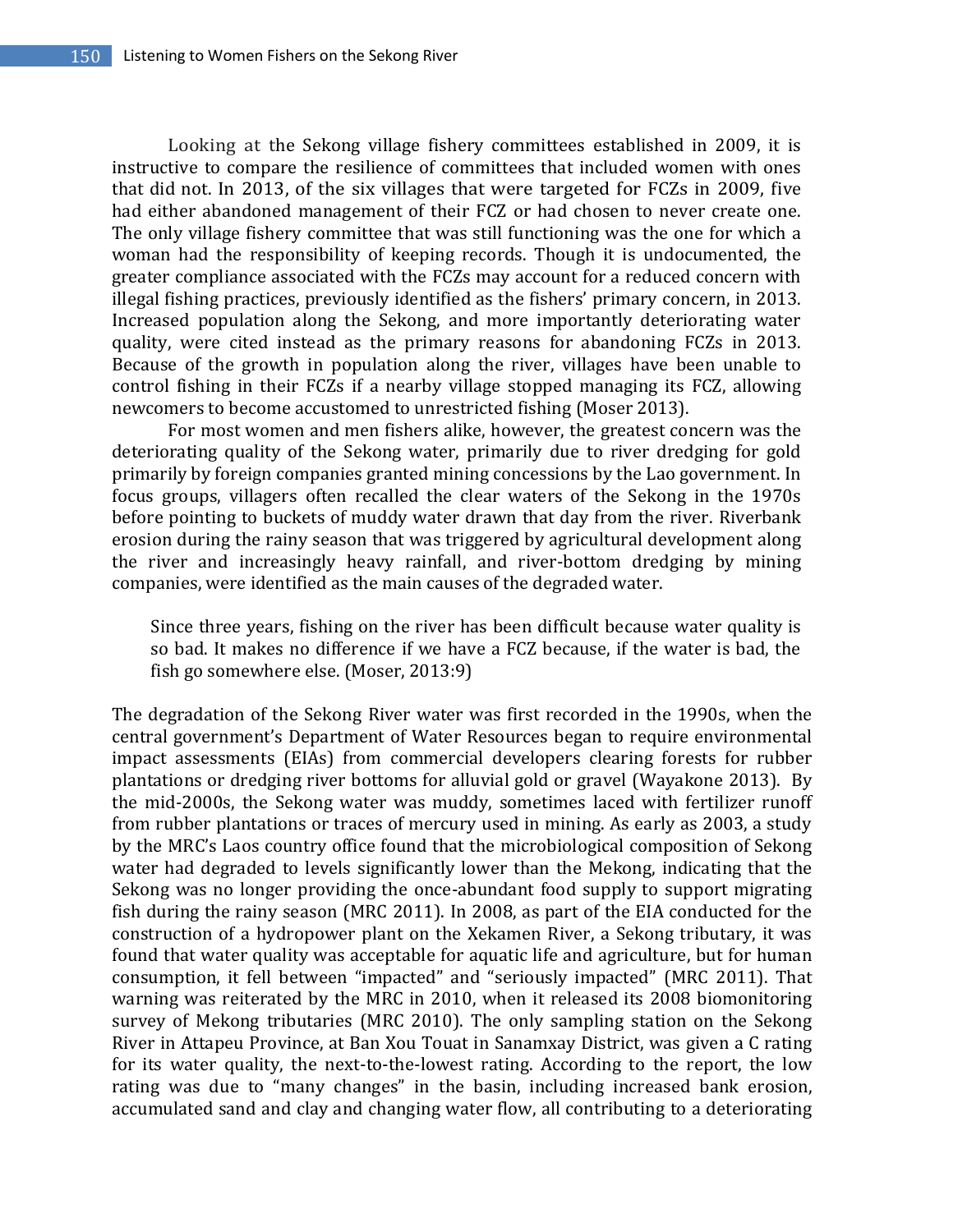Looking at the Sekong village fishery committees established in 2009, it is instructive to compare the resilience of committees that included women with ones that did not. In 2013, of the six villages that were targeted for FCZs in 2009, five had either abandoned management of their FCZ or had chosen to never create one. The only village fishery committee that was still functioning was the one for which a woman had the responsibility of keeping records. Though it is undocumented, the greater compliance associated with the FCZs may account for a reduced concern with illegal fishing practices, previously identified as the fishers' primary concern, in 2013. Increased population along the Sekong, and more importantly deteriorating water quality, were cited instead as the primary reasons for abandoning FCZs in 2013. Because of the growth in population along the river, villages have been unable to control fishing in their FCZs if a nearby village stopped managing its FCZ, allowing newcomers to become accustomed to unrestricted fishing (Moser 2013).

For most women and men fishers alike, however, the greatest concern was the deteriorating quality of the Sekong water, primarily due to river dredging for gold primarily by foreign companies granted mining concessions by the Lao government. In focus groups, villagers often recalled the clear waters of the Sekong in the 1970s before pointing to buckets of muddy water drawn that day from the river. Riverbank erosion during the rainy season that was triggered by agricultural development along the river and increasingly heavy rainfall, and river-bottom dredging by mining companies, were identified as the main causes of the degraded water.

> Since three years, fishing on the river has been difficult because water quality is so bad. It makes no difference if we have a FCZ because, if the water is bad, the fish go somewhere else. (Moser, 2013:9)

The degradation of the Sekong River water was first recorded in the 1990s, when the central government's Department of Water Resources began to require environmental impact assessments (EIAs) from commercial developers clearing forests for rubber plantations or dredging river bottoms for alluvial gold or gravel (Wayakone 2013). By the mid-2000s, the Sekong water was muddy, sometimes laced with fertilizer runoff from rubber plantations or traces of mercury used in mining. As early as 2003, a study by the MRC's Laos country office found that the microbiological composition of Sekong water had degraded to levels significantly lower than the Mekong, indicating that the Sekong was no longer providing the once-abundant food supply to support migrating fish during the rainy season (MRC 2011). In 2008, as part of the EIA conducted for the construction of a hydropower plant on the Xekamen River, a Sekong tributary, it was found that water quality was acceptable for aquatic life and agriculture, but for human consumption, it fell between "impacted" and "seriously impacted" (MRC 2011). That warning was reiterated by the MRC in 2010, when it released its 2008 biomonitoring survey of Mekong tributaries (MRC 2010). The only sampling station on the Sekong River in Attapeu Province, at Ban Xou Touat in Sanamxay District, was given a C rating for its water quality, the next-to-the-lowest rating. According to the report, the low rating was due to "many changes" in the basin, including increased bank erosion, accumulated sand and clay and changing water flow, all contributing to a deteriorating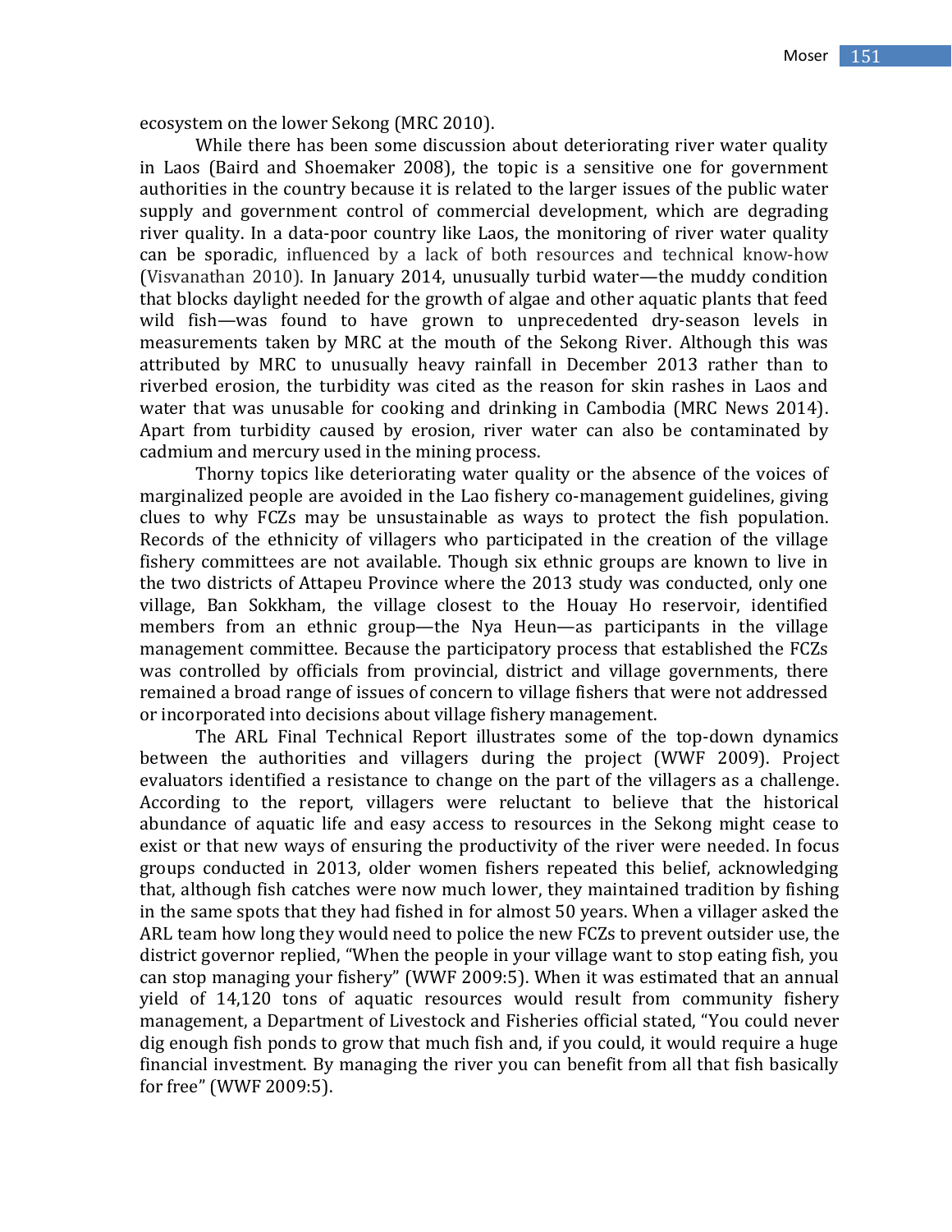ecosystem on the lower Sekong (MRC 2010).

While there has been some discussion about deteriorating river water quality in Laos (Baird and Shoemaker 2008), the topic is a sensitive one for government authorities in the country because it is related to the larger issues of the public water supply and government control of commercial development, which are degrading river quality. In a data-poor country like Laos, the monitoring of river water quality can be sporadic, influenced by a lack of both resources and technical know-how (Visvanathan 2010). In January 2014, unusually turbid water—the muddy condition that blocks daylight needed for the growth of algae and other aquatic plants that feed wild fish—was found to have grown to unprecedented dry-season levels in measurements taken by MRC at the mouth of the Sekong River. Although this was attributed by MRC to unusually heavy rainfall in December 2013 rather than to riverbed erosion, the turbidity was cited as the reason for skin rashes in Laos and water that was unusable for cooking and drinking in Cambodia (MRC News 2014). Apart from turbidity caused by erosion, river water can also be contaminated by cadmium and mercury used in the mining process.

Thorny topics like deteriorating water quality or the absence of the voices of marginalized people are avoided in the Lao fishery co-management guidelines, giving clues to why FCZs may be unsustainable as ways to protect the fish population. Records of the ethnicity of villagers who participated in the creation of the village fishery committees are not available. Though six ethnic groups are known to live in the two districts of Attapeu Province where the 2013 study was conducted, only one village, Ban Sokkham, the village closest to the Houay Ho reservoir, identified members from an ethnic group—the Nya Heun—as participants in the village management committee. Because the participatory process that established the FCZs was controlled by officials from provincial, district and village governments, there remained a broad range of issues of concern to village fishers that were not addressed or incorporated into decisions about village fishery management.

The ARL Final Technical Report illustrates some of the top-down dynamics between the authorities and villagers during the project (WWF 2009). Project evaluators identified a resistance to change on the part of the villagers as a challenge. According to the report, villagers were reluctant to believe that the historical abundance of aquatic life and easy access to resources in the Sekong might cease to exist or that new ways of ensuring the productivity of the river were needed. In focus groups conducted in 2013, older women fishers repeated this belief, acknowledging that, although fish catches were now much lower, they maintained tradition by fishing in the same spots that they had fished in for almost 50 years. When a villager asked the ARL team how long they would need to police the new FCZs to prevent outsider use, the district governor replied, "When the people in your village want to stop eating fish, you can stop managing your fishery" (WWF 2009:5). When it was estimated that an annual yield of 14,120 tons of aquatic resources would result from community fishery management, a Department of Livestock and Fisheries official stated, "You could never dig enough fish ponds to grow that much fish and, if you could, it would require a huge financial investment. By managing the river you can benefit from all that fish basically for free" (WWF 2009:5).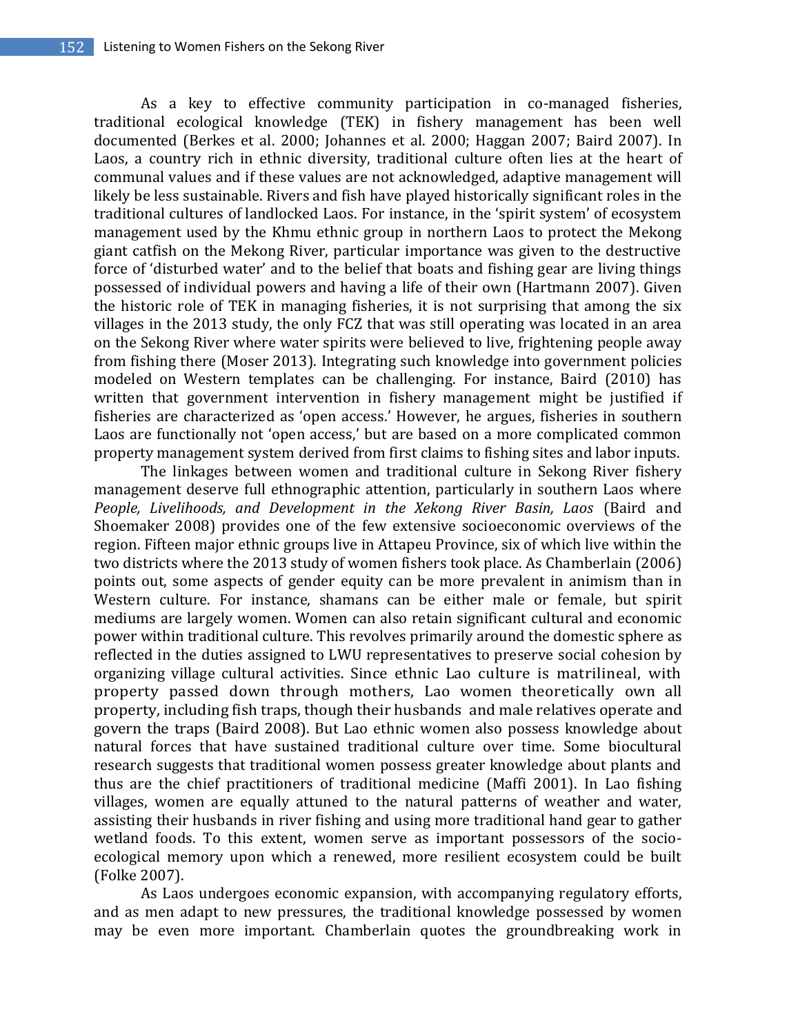As a key to effective community participation in co-managed fisheries, traditional ecological knowledge (TEK) in fishery management has been well documented (Berkes et al. 2000; Johannes et al. 2000; Haggan 2007; Baird 2007). In Laos, a country rich in ethnic diversity, traditional culture often lies at the heart of communal values and if these values are not acknowledged, adaptive management will likely be less sustainable. Rivers and fish have played historically significant roles in the traditional cultures of landlocked Laos. For instance, in the 'spirit system' of ecosystem management used by the Khmu ethnic group in northern Laos to protect the Mekong giant catfish on the Mekong River, particular importance was given to the destructive force of 'disturbed water' and to the belief that boats and fishing gear are living things possessed of individual powers and having a life of their own (Hartmann 2007). Given the historic role of TEK in managing fisheries, it is not surprising that among the six villages in the 2013 study, the only FCZ that was still operating was located in an area on the Sekong River where water spirits were believed to live, frightening people away from fishing there (Moser 2013). Integrating such knowledge into government policies modeled on Western templates can be challenging. For instance, Baird (2010) has written that government intervention in fishery management might be justified if fisheries are characterized as 'open access.' However, he argues, fisheries in southern Laos are functionally not 'open access,' but are based on a more complicated common property management system derived from first claims to fishing sites and labor inputs.

The linkages between women and traditional culture in Sekong River fishery management deserve full ethnographic attention, particularly in southern Laos where *People, Livelihoods, and Development in the Xekong River Basin, Laos* (Baird and Shoemaker 2008) provides one of the few extensive socioeconomic overviews of the region. Fifteen major ethnic groups live in Attapeu Province, six of which live within the two districts where the 2013 study of women fishers took place. As Chamberlain (2006) points out, some aspects of gender equity can be more prevalent in animism than in Western culture. For instance, shamans can be either male or female, but spirit mediums are largely women. Women can also retain significant cultural and economic power within traditional culture. This revolves primarily around the domestic sphere as reflected in the duties assigned to LWU representatives to preserve social cohesion by organizing village cultural activities. Since ethnic Lao culture is matrilineal, with property passed down through mothers, Lao women theoretically own all property, including fish traps, though their husbands and male relatives operate and govern the traps (Baird 2008). But Lao ethnic women also possess knowledge about natural forces that have sustained traditional culture over time. Some biocultural research suggests that traditional women possess greater knowledge about plants and thus are the chief practitioners of traditional medicine (Maffi 2001). In Lao fishing villages, women are equally attuned to the natural patterns of weather and water, assisting their husbands in river fishing and using more traditional hand gear to gather wetland foods. To this extent, women serve as important possessors of the socio-ecological memory upon which a renewed, more resilient ecosystem could be built (Folke 2007).

As Laos undergoes economic expansion, with accompanying regulatory efforts, and as men adapt to new pressures, the traditional knowledge possessed by women may be even more important. Chamberlain quotes the groundbreaking work in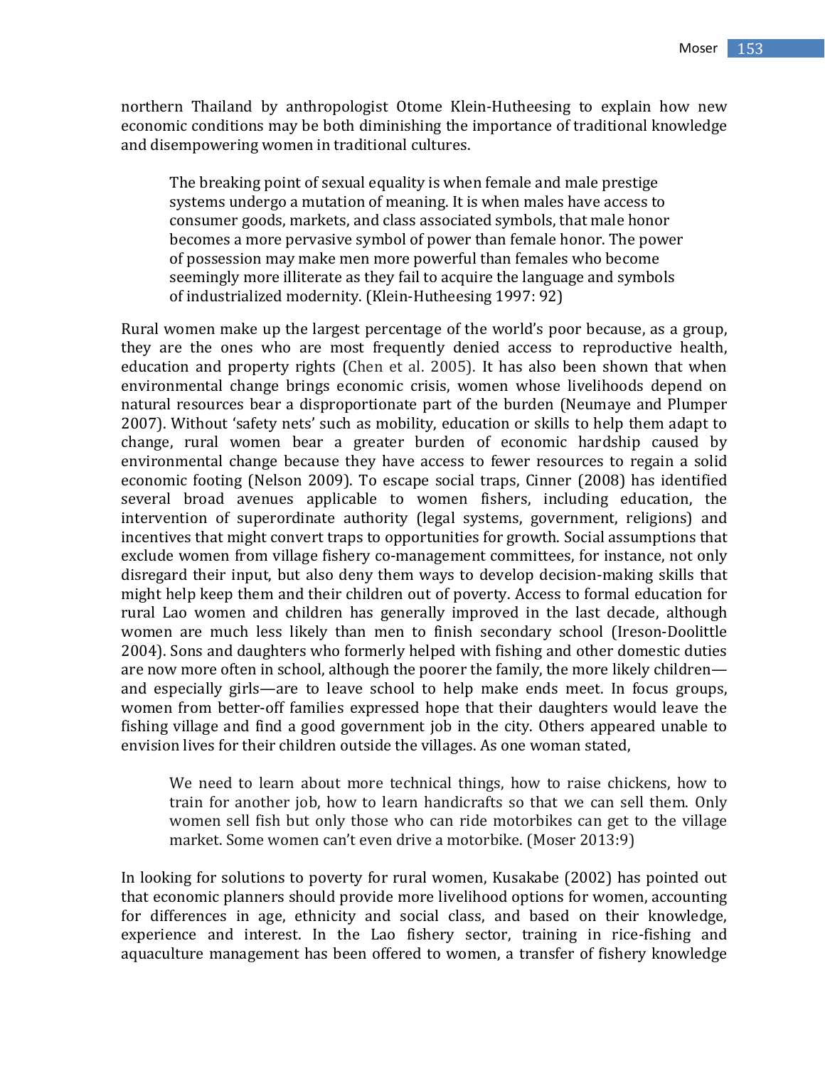northern Thailand by anthropologist Otome Klein-Hutheesing to explain how new economic conditions may be both diminishing the importance of traditional knowledge and disempowering women in traditional cultures.

> The breaking point of sexual equality is when female and male prestige systems undergo a mutation of meaning. It is when males have access to consumer goods, markets, and class associated symbols, that male honor becomes a more pervasive symbol of power than female honor. The power of possession may make men more powerful than females who become seemingly more illiterate as they fail to acquire the language and symbols of industrialized modernity. (Klein-Hutheesing 1997: 92)

Rural women make up the largest percentage of the world's poor because, as a group, they are the ones who are most frequently denied access to reproductive health, education and property rights (Chen et al. 2005). It has also been shown that when environmental change brings economic crisis, women whose livelihoods depend on natural resources bear a disproportionate part of the burden (Neumaye and Plumper 2007). Without 'safety nets' such as mobility, education or skills to help them adapt to change, rural women bear a greater burden of economic hardship caused by environmental change because they have access to fewer resources to regain a solid economic footing (Nelson 2009). To escape social traps, Cinner (2008) has identified several broad avenues applicable to women fishers, including education, the intervention of superordinate authority (legal systems, government, religions) and incentives that might convert traps to opportunities for growth. Social assumptions that exclude women from village fishery co-management committees, for instance, not only disregard their input, but also deny them ways to develop decision-making skills that might help keep them and their children out of poverty. Access to formal education for rural Lao women and children has generally improved in the last decade, although women are much less likely than men to finish secondary school (Ireson-Doolittle 2004). Sons and daughters who formerly helped with fishing and other domestic duties are now more often in school, although the poorer the family, the more likely children—and especially girls—are to leave school to help make ends meet. In focus groups, women from better-off families expressed hope that their daughters would leave the fishing village and find a good government job in the city. Others appeared unable to envision lives for their children outside the villages. As one woman stated,

> We need to learn about more technical things, how to raise chickens, how to train for another job, how to learn handicrafts so that we can sell them. Only women sell fish but only those who can ride motorbikes can get to the village market. Some women can't even drive a motorbike. (Moser 2013:9)

In looking for solutions to poverty for rural women, Kusakabe (2002) has pointed out that economic planners should provide more livelihood options for women, accounting for differences in age, ethnicity and social class, and based on their knowledge, experience and interest. In the Lao fishery sector, training in rice-fishing and aquaculture management has been offered to women, a transfer of fishery knowledge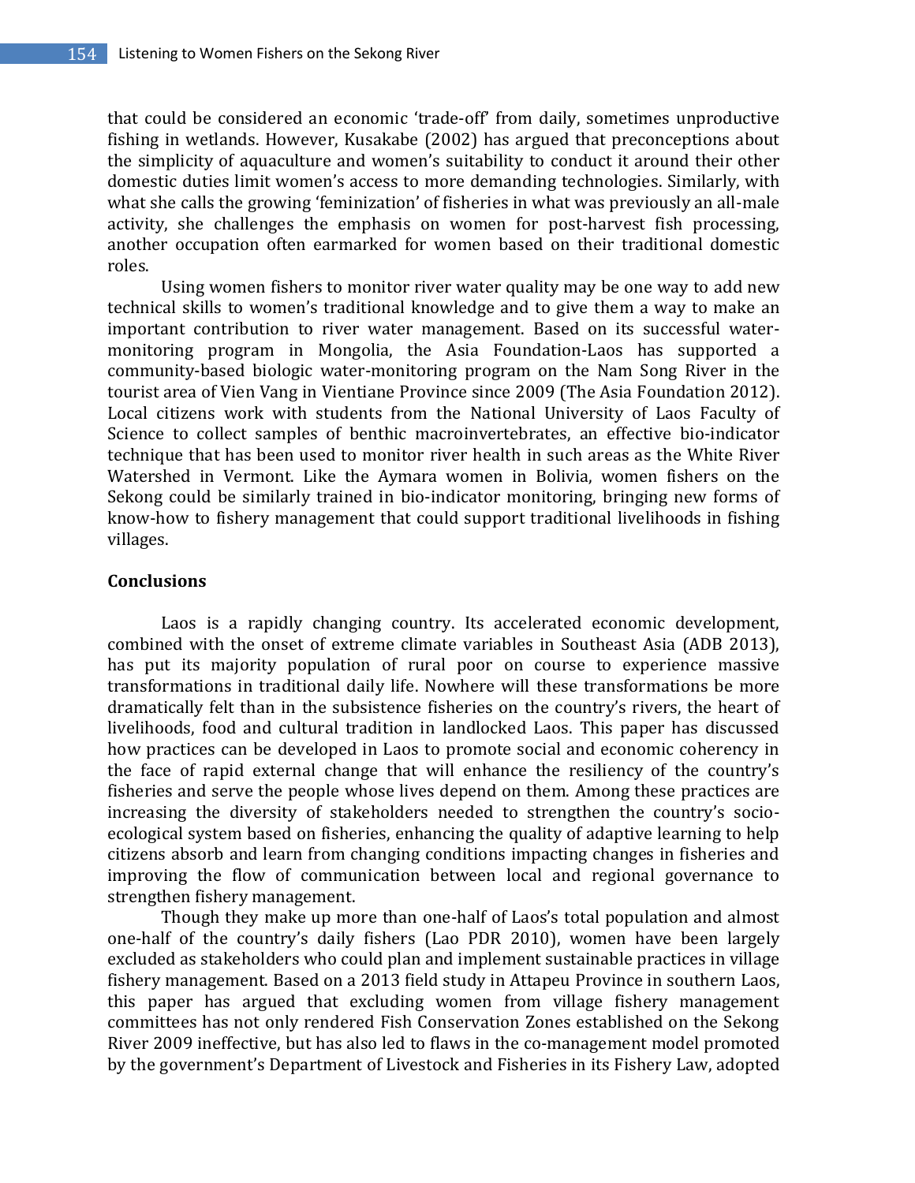that could be considered an economic 'trade-off' from daily, sometimes unproductive fishing in wetlands. However, Kusakabe (2002) has argued that preconceptions about the simplicity of aquaculture and women's suitability to conduct it around their other domestic duties limit women's access to more demanding technologies. Similarly, with what she calls the growing 'feminization' of fisheries in what was previously an all-male activity, she challenges the emphasis on women for post-harvest fish processing, another occupation often earmarked for women based on their traditional domestic roles.

Using women fishers to monitor river water quality may be one way to add new technical skills to women's traditional knowledge and to give them a way to make an important contribution to river water management. Based on its successful water-monitoring program in Mongolia, the Asia Foundation-Laos has supported a community-based biologic water-monitoring program on the Nam Song River in the tourist area of Vien Vang in Vientiane Province since 2009 (The Asia Foundation 2012). Local citizens work with students from the National University of Laos Faculty of Science to collect samples of benthic macroinvertebrates, an effective bio-indicator technique that has been used to monitor river health in such areas as the White River Watershed in Vermont. Like the Aymara women in Bolivia, women fishers on the Sekong could be similarly trained in bio-indicator monitoring, bringing new forms of know-how to fishery management that could support traditional livelihoods in fishing villages.

## Conclusions

Laos is a rapidly changing country. Its accelerated economic development, combined with the onset of extreme climate variables in Southeast Asia (ADB 2013), has put its majority population of rural poor on course to experience massive transformations in traditional daily life. Nowhere will these transformations be more dramatically felt than in the subsistence fisheries on the country's rivers, the heart of livelihoods, food and cultural tradition in landlocked Laos. This paper has discussed how practices can be developed in Laos to promote social and economic coherency in the face of rapid external change that will enhance the resiliency of the country's fisheries and serve the people whose lives depend on them. Among these practices are increasing the diversity of stakeholders needed to strengthen the country's socio-ecological system based on fisheries, enhancing the quality of adaptive learning to help citizens absorb and learn from changing conditions impacting changes in fisheries and improving the flow of communication between local and regional governance to strengthen fishery management.

Though they make up more than one-half of Laos's total population and almost one-half of the country's daily fishers (Lao PDR 2010), women have been largely excluded as stakeholders who could plan and implement sustainable practices in village fishery management. Based on a 2013 field study in Attapeu Province in southern Laos, this paper has argued that excluding women from village fishery management committees has not only rendered Fish Conservation Zones established on the Sekong River 2009 ineffective, but has also led to flaws in the co-management model promoted by the government's Department of Livestock and Fisheries in its Fishery Law, adopted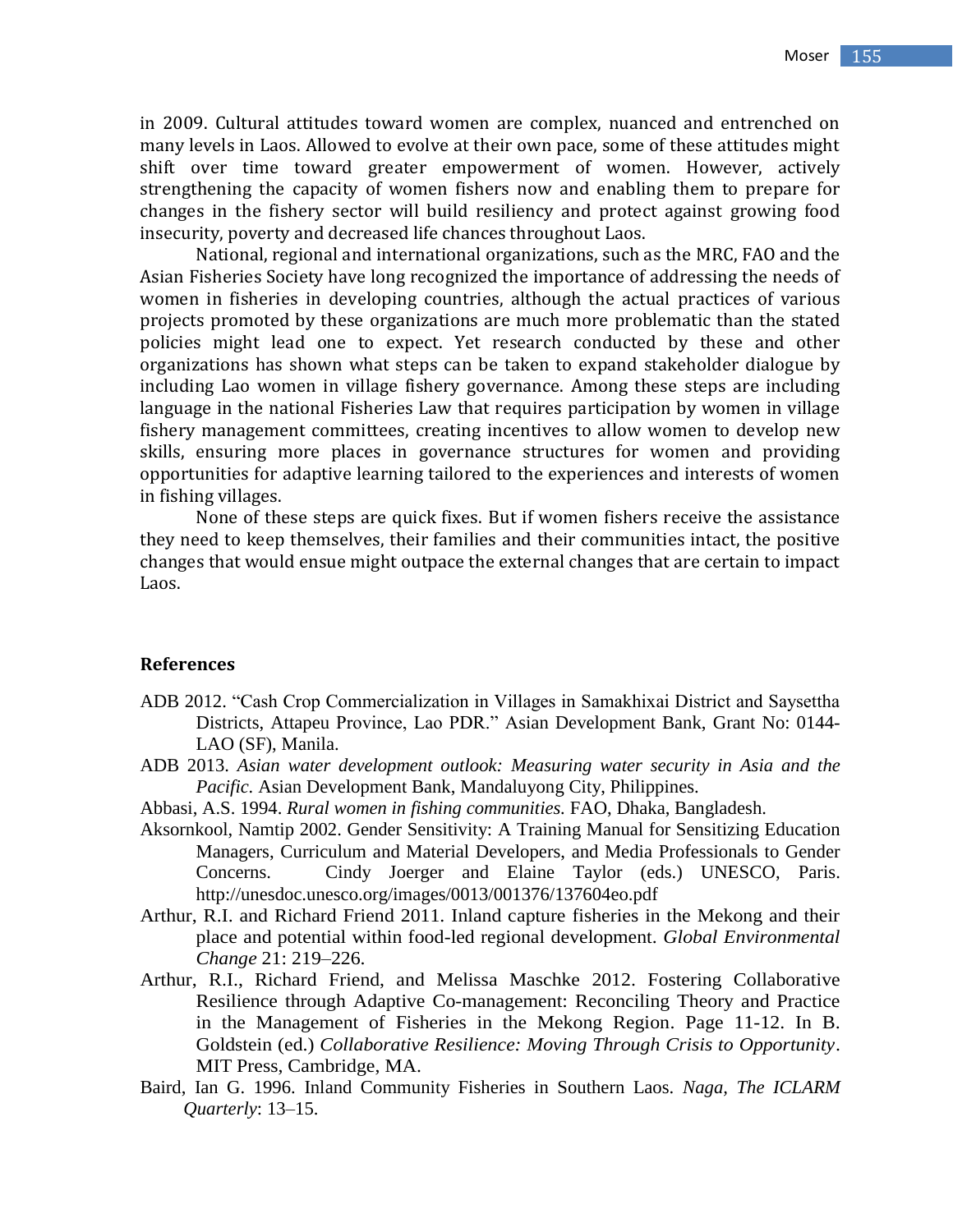in 2009. Cultural attitudes toward women are complex, nuanced and entrenched on many levels in Laos. Allowed to evolve at their own pace, some of these attitudes might shift over time toward greater empowerment of women. However, actively strengthening the capacity of women fishers now and enabling them to prepare for changes in the fishery sector will build resiliency and protect against growing food insecurity, poverty and decreased life chances throughout Laos.

National, regional and international organizations, such as the MRC, FAO and the Asian Fisheries Society have long recognized the importance of addressing the needs of women in fisheries in developing countries, although the actual practices of various projects promoted by these organizations are much more problematic than the stated policies might lead one to expect. Yet research conducted by these and other organizations has shown what steps can be taken to expand stakeholder dialogue by including Lao women in village fishery governance. Among these steps are including language in the national Fisheries Law that requires participation by women in village fishery management committees, creating incentives to allow women to develop new skills, ensuring more places in governance structures for women and providing opportunities for adaptive learning tailored to the experiences and interests of women in fishing villages.

None of these steps are quick fixes. But if women fishers receive the assistance they need to keep themselves, their families and their communities intact, the positive changes that would ensue might outpace the external changes that are certain to impact Laos.

## References

ADB 2012. "Cash Crop Commercialization in Villages in Samakhixai District and Saysettha Districts, Attapeu Province, Lao PDR." Asian Development Bank, Grant No: 0144-LAO (SF), Manila.

ADB 2013. *Asian water development outlook: Measuring water security in Asia and the Pacific*. Asian Development Bank, Mandaluyong City, Philippines.

Abbasi, A.S. 1994. *Rural women in fishing communities.* FAO, Dhaka, Bangladesh.

Aksornkool, Namtip 2002. Gender Sensitivity: A Training Manual for Sensitizing Education Managers, Curriculum and Material Developers, and Media Professionals to Gender Concerns. Cindy Joerger and Elaine Taylor (eds.) UNESCO, Paris. http://unesdoc.unesco.org/images/0013/001376/137604eo.pdf

Arthur, R.I. and Richard Friend 2011. Inland capture fisheries in the Mekong and their place and potential within food-led regional development. *Global Environmental Change* 21: 219–226.

Arthur, R.I., Richard Friend, and Melissa Maschke 2012. Fostering Collaborative Resilience through Adaptive Co-management: Reconciling Theory and Practice in the Management of Fisheries in the Mekong Region. Page 11-12. In B. Goldstein (ed.) *Collaborative Resilience: Moving Through Crisis to Opportunity*. MIT Press, Cambridge, MA.

Baird, Ian G. 1996. Inland Community Fisheries in Southern Laos. *Naga, The ICLARM Quarterly*: 13–15.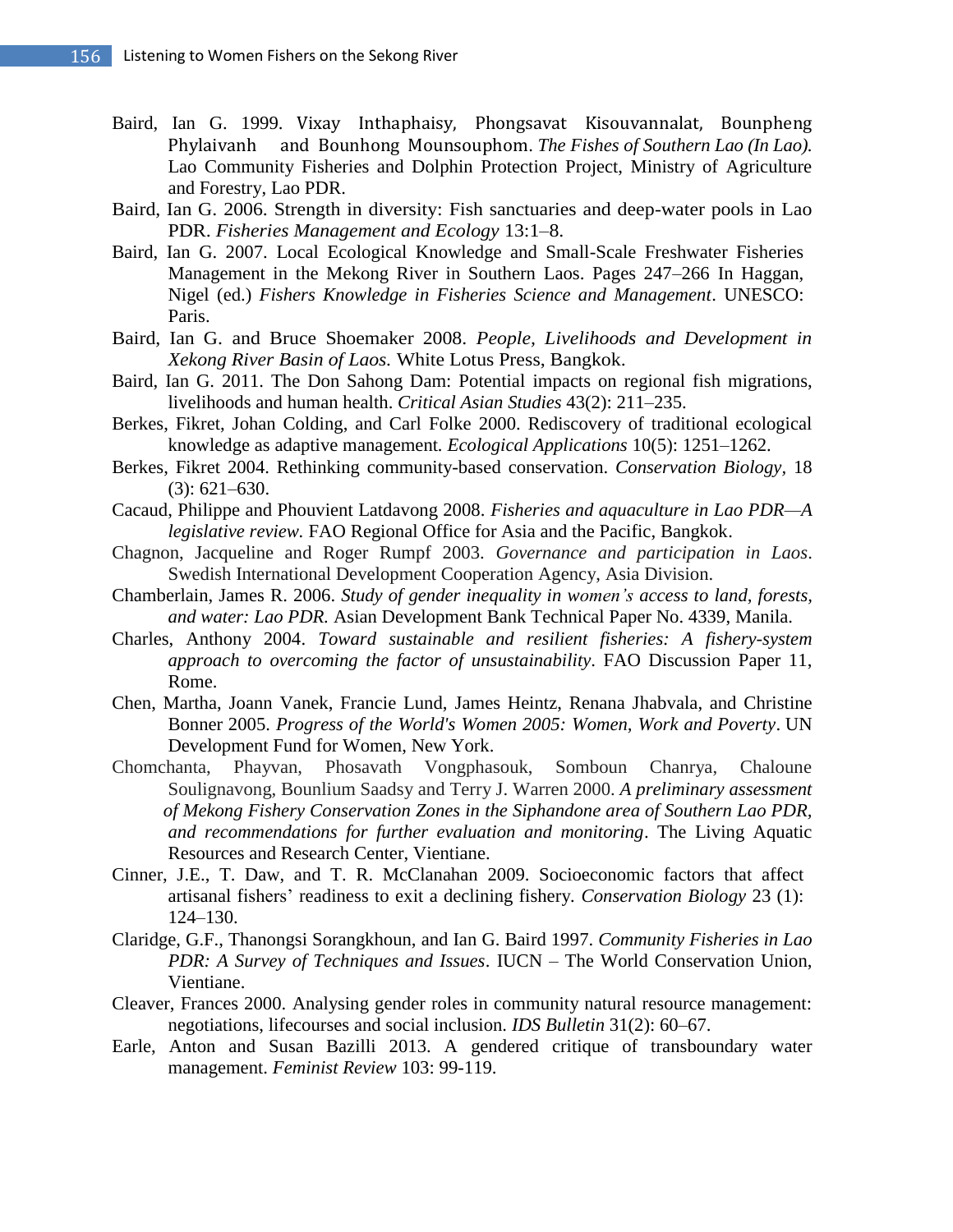Baird, Ian G. 1999. Vixay Inthaphaisy, Phongsavat Kisouvannalat, Bounpheng Phylaivanh and Bounhong Mounsouphom. *The Fishes of Southern Lao (In Lao).* Lao Community Fisheries and Dolphin Protection Project, Ministry of Agriculture and Forestry, Lao PDR.

Baird, Ian G. 2006. Strength in diversity: Fish sanctuaries and deep-water pools in Lao PDR. *Fisheries Management and Ecology* 13:1–8.

Baird, Ian G. 2007. Local Ecological Knowledge and Small-Scale Freshwater Fisheries Management in the Mekong River in Southern Laos. Pages 247–266 In Haggan, Nigel (ed.) *Fishers Knowledge in Fisheries Science and Management*. UNESCO: Paris.

Baird, Ian G. and Bruce Shoemaker 2008. *People, Livelihoods and Development in Xekong River Basin of Laos.* White Lotus Press, Bangkok.

Baird, Ian G. 2011. The Don Sahong Dam: Potential impacts on regional fish migrations, livelihoods and human health. *Critical Asian Studies* 43(2): 211–235.

Berkes, Fikret, Johan Colding, and Carl Folke 2000. Rediscovery of traditional ecological knowledge as adaptive management. *Ecological Applications* 10(5): 1251–1262.

Berkes, Fikret 2004. Rethinking community-based conservation. *Conservation Biology*, 18 (3): 621–630.

Cacaud, Philippe and Phouvient Latdavong 2008. *Fisheries and aquaculture in Lao PDR—A legislative review.* FAO Regional Office for Asia and the Pacific, Bangkok.

Chagnon, Jacqueline and Roger Rumpf 2003. *Governance and participation in Laos*. Swedish International Development Cooperation Agency, Asia Division.

Chamberlain, James R. 2006. *Study of gender inequality in women's access to land, forests, and water: Lao PDR.* Asian Development Bank Technical Paper No. 4339, Manila.

Charles, Anthony 2004. *Toward sustainable and resilient fisheries: A fishery-system approach to overcoming the factor of unsustainability*. FAO Discussion Paper 11, Rome.

Chen, Martha, Joann Vanek, Francie Lund, James Heintz, Renana Jhabvala, and Christine Bonner 2005. *Progress of the World's Women 2005: Women, Work and Poverty*. UN Development Fund for Women, New York.

Chomchanta, Phayvan, Phosavath Vongphasouk, Somboun Chanrya, Chaloune Soulignavong, Bounlium Saadsy and Terry J. Warren 2000. *A preliminary assessment of Mekong Fishery Conservation Zones in the Siphandone area of Southern Lao PDR, and recommendations for further evaluation and monitoring*. The Living Aquatic Resources and Research Center, Vientiane.

Cinner, J.E., T. Daw, and T. R. McClanahan 2009. Socioeconomic factors that affect artisanal fishers' readiness to exit a declining fishery. *Conservation Biology* 23 (1): 124–130.

Claridge, G.F., Thanongsi Sorangkhoun, and Ian G. Baird 1997. *Community Fisheries in Lao PDR: A Survey of Techniques and Issues*. IUCN – The World Conservation Union, Vientiane.

Cleaver, Frances 2000. Analysing gender roles in community natural resource management: negotiations, lifecourses and social inclusion. *IDS Bulletin* 31(2): 60–67.

Earle, Anton and Susan Bazilli 2013. A gendered critique of transboundary water management. *Feminist Review* 103: 99-119.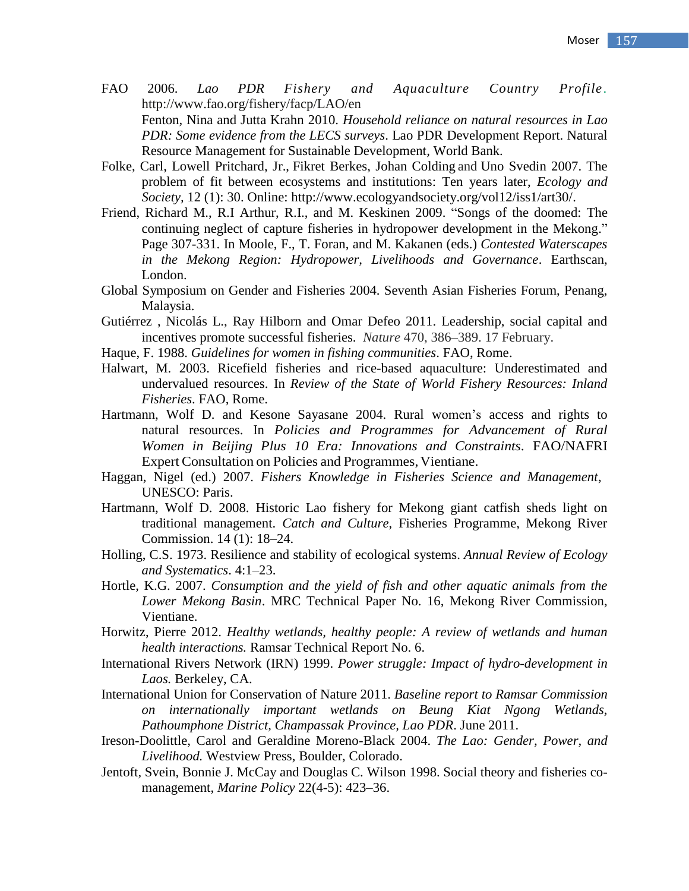FAO 2006. *Lao PDR Fishery and Aquaculture Country Profile*. http://www.fao.org/fishery/facp/LAO/en

Fenton, Nina and Jutta Krahn 2010. *Household reliance on natural resources in Lao PDR: Some evidence from the LECS surveys*. Lao PDR Development Report. Natural Resource Management for Sustainable Development, World Bank.

Folke, Carl, Lowell Pritchard, Jr., Fikret Berkes, Johan Colding and Uno Svedin 2007. The problem of fit between ecosystems and institutions: Ten years later, *Ecology and Society,* 12 (1): 30. Online: http://www.ecologyandsociety.org/vol12/iss1/art30/.

Friend, Richard M., R.I Arthur, R.I., and M. Keskinen 2009. "Songs of the doomed: The continuing neglect of capture fisheries in hydropower development in the Mekong." Page 307-331. In Moole, F., T. Foran, and M. Kakanen (eds.) *Contested Waterscapes in the Mekong Region: Hydropower, Livelihoods and Governance*. Earthscan, London.

Global Symposium on Gender and Fisheries 2004. Seventh Asian Fisheries Forum, Penang, Malaysia.

Gutiérrez , Nicolás L., Ray Hilborn and Omar Defeo 2011. Leadership, social capital and incentives promote successful fisheries. *Nature* 470, 386–389. 17 February.

Haque, F. 1988. *Guidelines for women in fishing communities*. FAO, Rome.

Halwart, M. 2003. Ricefield fisheries and rice-based aquaculture: Underestimated and undervalued resources. In *Review of the State of World Fishery Resources: Inland Fisheries*. FAO, Rome.

Hartmann, Wolf D. and Kesone Sayasane 2004. Rural women's access and rights to natural resources. In *Policies and Programmes for Advancement of Rural Women in Beijing Plus 10 Era: Innovations and Constraints*. FAO/NAFRI Expert Consultation on Policies and Programmes, Vientiane.

Haggan, Nigel (ed.) 2007. *Fishers Knowledge in Fisheries Science and Management*, UNESCO: Paris.

Hartmann, Wolf D. 2008. Historic Lao fishery for Mekong giant catfish sheds light on traditional management. *Catch and Culture*, Fisheries Programme, Mekong River Commission. 14 (1): 18–24.

Holling, C.S. 1973. Resilience and stability of ecological systems. *Annual Review of Ecology and Systematics*. 4:1–23.

Hortle, K.G. 2007. *Consumption and the yield of fish and other aquatic animals from the Lower Mekong Basin*. MRC Technical Paper No. 16, Mekong River Commission, Vientiane.

Horwitz, Pierre 2012. *Healthy wetlands, healthy people: A review of wetlands and human health interactions.* Ramsar Technical Report No. 6.

International Rivers Network (IRN) 1999. *Power struggle: Impact of hydro-development in Laos.* Berkeley, CA.

International Union for Conservation of Nature 2011. *Baseline report to Ramsar Commission on internationally important wetlands on Beung Kiat Ngong Wetlands, Pathoumphone District, Champassak Province, Lao PDR*. June 2011.

Ireson-Doolittle, Carol and Geraldine Moreno-Black 2004. *The Lao: Gender, Power, and Livelihood.* Westview Press, Boulder, Colorado.

Jentoft, Svein, Bonnie J. McCay and Douglas C. Wilson 1998. Social theory and fisheries co-management, *Marine Policy* 22(4-5): 423–36.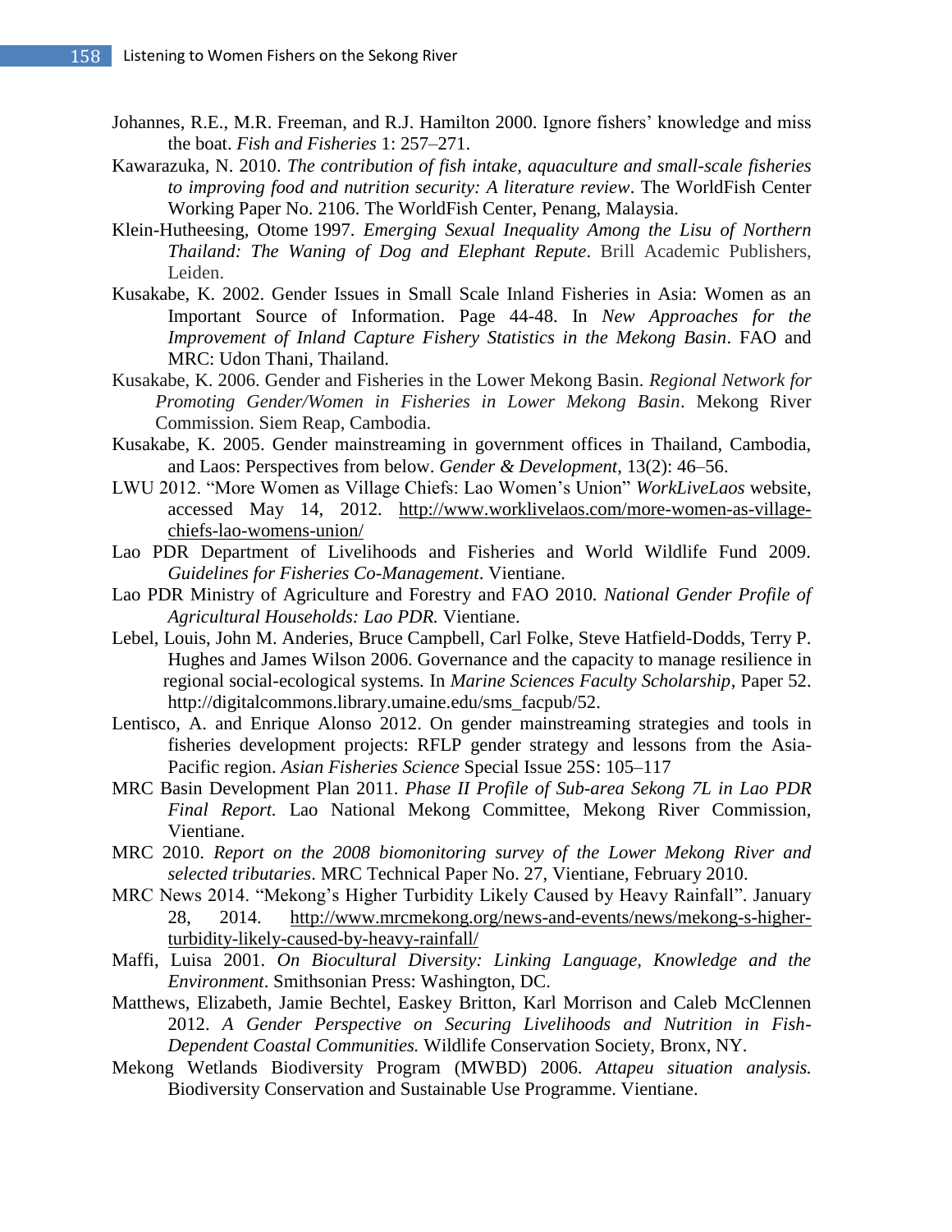Johannes, R.E., M.R. Freeman, and R.J. Hamilton 2000. Ignore fishers' knowledge and miss the boat. *Fish and Fisheries* 1: 257–271.

Kawarazuka, N. 2010. *The contribution of fish intake, aquaculture and small-scale fisheries to improving food and nutrition security: A literature review*. The WorldFish Center Working Paper No. 2106. The WorldFish Center, Penang, Malaysia.

Klein-Hutheesing, Otome 1997. *Emerging Sexual Inequality Among the Lisu of Northern Thailand: The Waning of Dog and Elephant Repute*. Brill Academic Publishers, Leiden.

Kusakabe, K. 2002. Gender Issues in Small Scale Inland Fisheries in Asia: Women as an Important Source of Information. Page 44-48. In *New Approaches for the Improvement of Inland Capture Fishery Statistics in the Mekong Basin*. FAO and MRC: Udon Thani, Thailand.

Kusakabe, K. 2006. Gender and Fisheries in the Lower Mekong Basin. *Regional Network for Promoting Gender/Women in Fisheries in Lower Mekong Basin*. Mekong River Commission. Siem Reap, Cambodia.

Kusakabe, K. 2005. Gender mainstreaming in government offices in Thailand, Cambodia, and Laos: Perspectives from below. *Gender & Development*, 13(2): 46–56.

LWU 2012. "More Women as Village Chiefs: Lao Women's Union" *WorkLiveLaos* website, accessed May 14, 2012. http://www.worklivelaos.com/more-women-as-village-chiefs-lao-womens-union/

Lao PDR Department of Livelihoods and Fisheries and World Wildlife Fund 2009. *Guidelines for Fisheries Co-Management*. Vientiane.

Lao PDR Ministry of Agriculture and Forestry and FAO 2010. *National Gender Profile of Agricultural Households: Lao PDR.* Vientiane.

Lebel, Louis, John M. Anderies, Bruce Campbell, Carl Folke, Steve Hatfield-Dodds, Terry P. Hughes and James Wilson 2006. Governance and the capacity to manage resilience in regional social-ecological systems. In *Marine Sciences Faculty Scholarship*, Paper 52. http://digitalcommons.library.umaine.edu/sms_facpub/52.

Lentisco, A. and Enrique Alonso 2012. On gender mainstreaming strategies and tools in fisheries development projects: RFLP gender strategy and lessons from the Asia-Pacific region. *Asian Fisheries Science* Special Issue 25S: 105–117

MRC Basin Development Plan 2011. *Phase II Profile of Sub-area Sekong 7L in Lao PDR Final Report.* Lao National Mekong Committee, Mekong River Commission, Vientiane.

MRC 2010. *Report on the 2008 biomonitoring survey of the Lower Mekong River and selected tributaries*. MRC Technical Paper No. 27, Vientiane, February 2010.

MRC News 2014. "Mekong's Higher Turbidity Likely Caused by Heavy Rainfall". January 28, 2014. http://www.mrcmekong.org/news-and-events/news/mekong-s-higher-turbidity-likely-caused-by-heavy-rainfall/

Maffi, Luisa 2001. *On Biocultural Diversity: Linking Language, Knowledge and the Environment*. Smithsonian Press: Washington, DC.

Matthews, Elizabeth, Jamie Bechtel, Easkey Britton, Karl Morrison and Caleb McClennen 2012. *A Gender Perspective on Securing Livelihoods and Nutrition in Fish-Dependent Coastal Communities.* Wildlife Conservation Society, Bronx, NY.

Mekong Wetlands Biodiversity Program (MWBD) 2006. *Attapeu situation analysis.* Biodiversity Conservation and Sustainable Use Programme. Vientiane.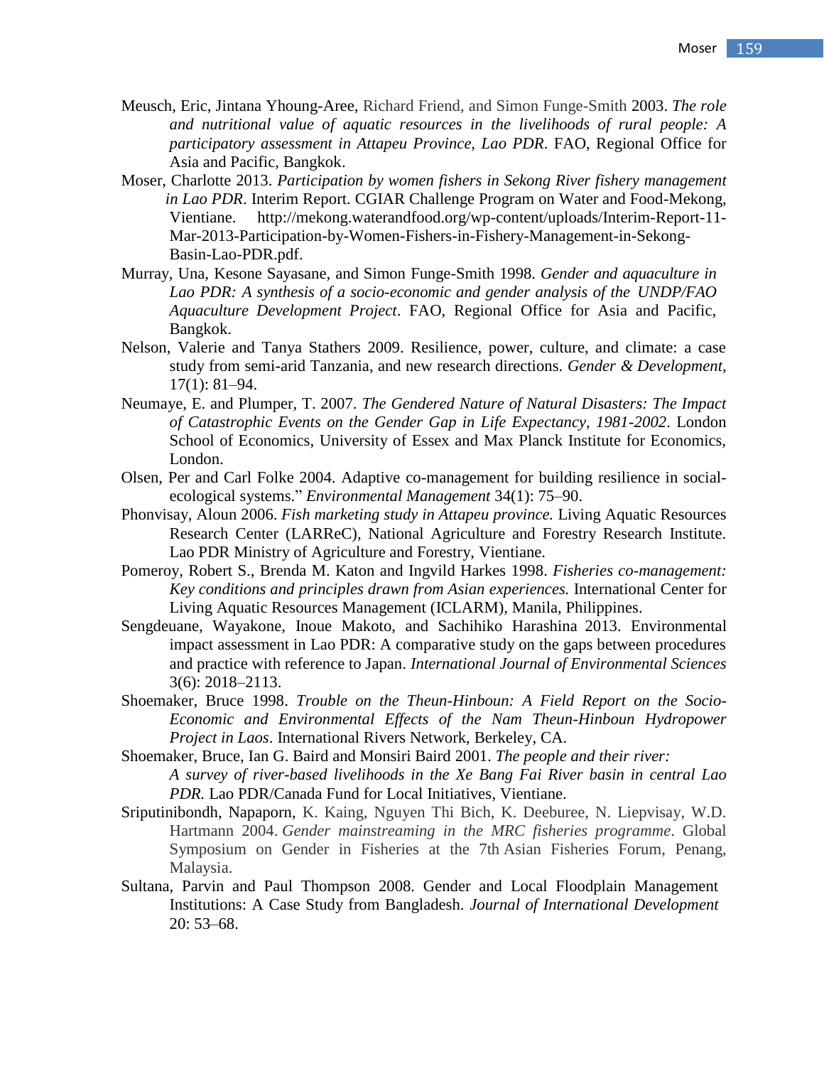Meusch, Eric, Jintana Yhoung-Aree, Richard Friend, and Simon Funge-Smith 2003. *The role and nutritional value of aquatic resources in the livelihoods of rural people: A participatory assessment in Attapeu Province, Lao PDR*. FAO, Regional Office for Asia and Pacific, Bangkok.

Moser, Charlotte 2013. *Participation by women fishers in Sekong River fishery management in Lao PDR*. Interim Report. CGIAR Challenge Program on Water and Food-Mekong, Vientiane. http://mekong.waterandfood.org/wp-content/uploads/Interim-Report-11-Mar-2013-Participation-by-Women-Fishers-in-Fishery-Management-in-Sekong-Basin-Lao-PDR.pdf.

Murray, Una, Kesone Sayasane, and Simon Funge-Smith 1998. *Gender and aquaculture in Lao PDR: A synthesis of a socio-economic and gender analysis of the UNDP/FAO Aquaculture Development Project*. FAO, Regional Office for Asia and Pacific, Bangkok.

Nelson, Valerie and Tanya Stathers 2009. Resilience, power, culture, and climate: a case study from semi-arid Tanzania, and new research directions. *Gender & Development*, 17(1): 81–94.

Neumaye, E. and Plumper, T. 2007. *The Gendered Nature of Natural Disasters: The Impact of Catastrophic Events on the Gender Gap in Life Expectancy, 1981-2002*. London School of Economics, University of Essex and Max Planck Institute for Economics, London.

Olsen, Per and Carl Folke 2004. Adaptive co-management for building resilience in social-ecological systems." *Environmental Management* 34(1): 75–90.

Phonvisay, Aloun 2006. *Fish marketing study in Attapeu province.* Living Aquatic Resources Research Center (LARReC), National Agriculture and Forestry Research Institute. Lao PDR Ministry of Agriculture and Forestry, Vientiane.

Pomeroy, Robert S., Brenda M. Katon and Ingvild Harkes 1998. *Fisheries co-management: Key conditions and principles drawn from Asian experiences.* International Center for Living Aquatic Resources Management (ICLARM), Manila, Philippines.

Sengdeuane, Wayakone, Inoue Makoto, and Sachihiko Harashina 2013. Environmental impact assessment in Lao PDR: A comparative study on the gaps between procedures and practice with reference to Japan. *International Journal of Environmental Sciences* 3(6): 2018–2113.

Shoemaker, Bruce 1998. *Trouble on the Theun-Hinboun: A Field Report on the Socio-Economic and Environmental Effects of the Nam Theun-Hinboun Hydropower Project in Laos*. International Rivers Network, Berkeley, CA.

Shoemaker, Bruce, Ian G. Baird and Monsiri Baird 2001. *The people and their river: A survey of river-based livelihoods in the Xe Bang Fai River basin in central Lao PDR.* Lao PDR/Canada Fund for Local Initiatives, Vientiane.

Sriputinibondh, Napaporn, K. Kaing, Nguyen Thi Bich, K. Deeburee, N. Liepvisay, W.D. Hartmann 2004. *Gender mainstreaming in the MRC fisheries programme*. Global Symposium on Gender in Fisheries at the 7th Asian Fisheries Forum, Penang, Malaysia.

Sultana, Parvin and Paul Thompson 2008. Gender and Local Floodplain Management Institutions: A Case Study from Bangladesh. *Journal of International Development* 20: 53–68.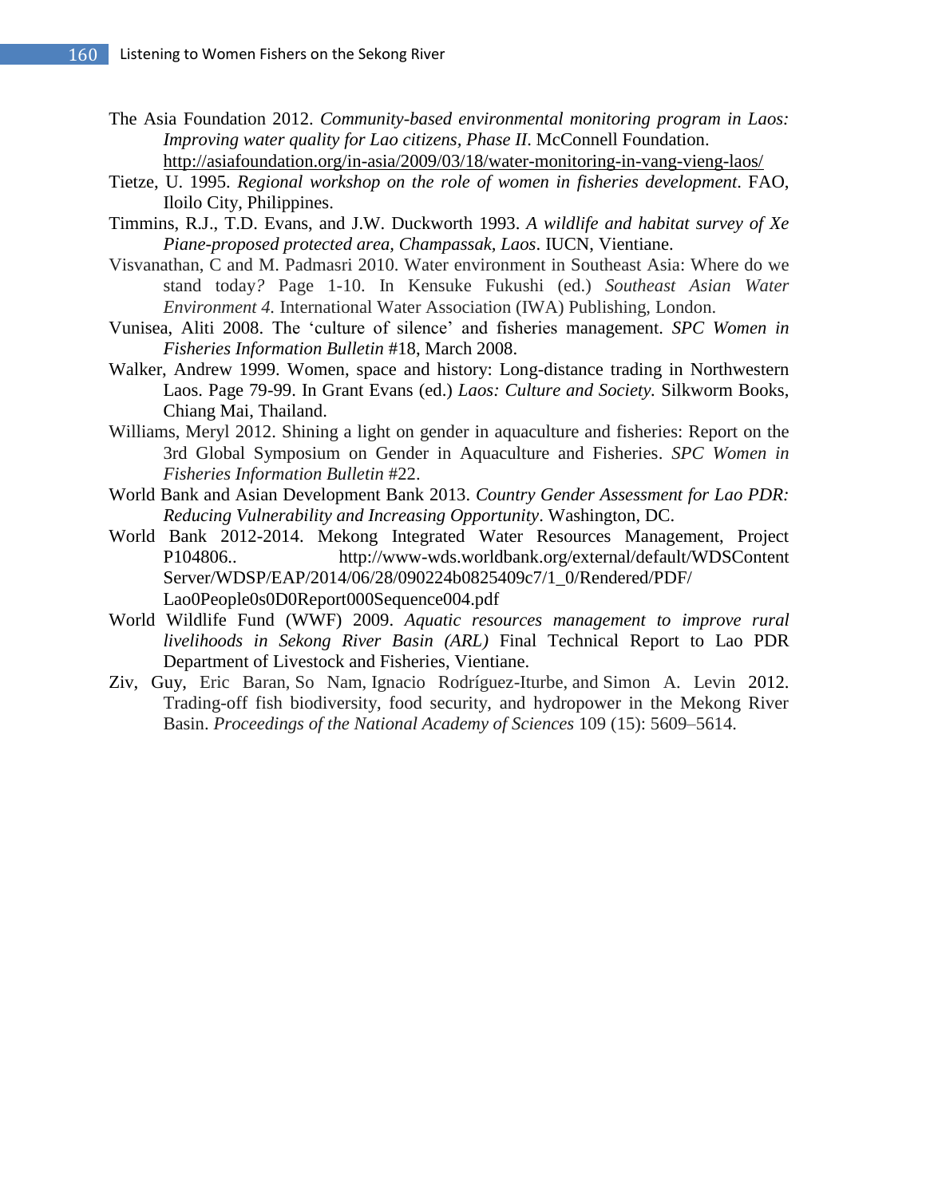The Asia Foundation 2012. *Community-based environmental monitoring program in Laos: Improving water quality for Lao citizens, Phase II*. McConnell Foundation. http://asiafoundation.org/in-asia/2009/03/18/water-monitoring-in-vang-vieng-laos/

Tietze, U. 1995. *Regional workshop on the role of women in fisheries development*. FAO, Iloilo City, Philippines.

Timmins, R.J., T.D. Evans, and J.W. Duckworth 1993. *A wildlife and habitat survey of Xe Piane-proposed protected area, Champassak, Laos*. IUCN, Vientiane.

Visvanathan, C and M. Padmasri 2010. Water environment in Southeast Asia: Where do we stand today? Page 1-10. In Kensuke Fukushi (ed.) *Southeast Asian Water Environment 4.* International Water Association (IWA) Publishing, London.

Vunisea, Aliti 2008. The 'culture of silence' and fisheries management. *SPC Women in Fisheries Information Bulletin* #18, March 2008.

Walker, Andrew 1999. Women, space and history: Long-distance trading in Northwestern Laos. Page 79-99. In Grant Evans (ed.) *Laos: Culture and Society.* Silkworm Books, Chiang Mai, Thailand.

Williams, Meryl 2012. Shining a light on gender in aquaculture and fisheries: Report on the 3rd Global Symposium on Gender in Aquaculture and Fisheries. *SPC Women in Fisheries Information Bulletin* #22.

World Bank and Asian Development Bank 2013. *Country Gender Assessment for Lao PDR: Reducing Vulnerability and Increasing Opportunity*. Washington, DC.

World Bank 2012-2014. Mekong Integrated Water Resources Management, Project P104806.. http://www-wds.worldbank.org/external/default/WDSContentServer/WDSP/EAP/2014/06/28/090224b0825409c7/1_0/Rendered/PDF/Lao0People0s0D0Report000Sequence004.pdf

World Wildlife Fund (WWF) 2009. *Aquatic resources management to improve rural livelihoods in Sekong River Basin (ARL)* Final Technical Report to Lao PDR Department of Livestock and Fisheries, Vientiane.

Ziv, Guy, Eric Baran, So Nam, Ignacio Rodríguez-Iturbe, and Simon A. Levin 2012. Trading-off fish biodiversity, food security, and hydropower in the Mekong River Basin. *Proceedings of the National Academy of Sciences* 109 (15): 5609–5614.